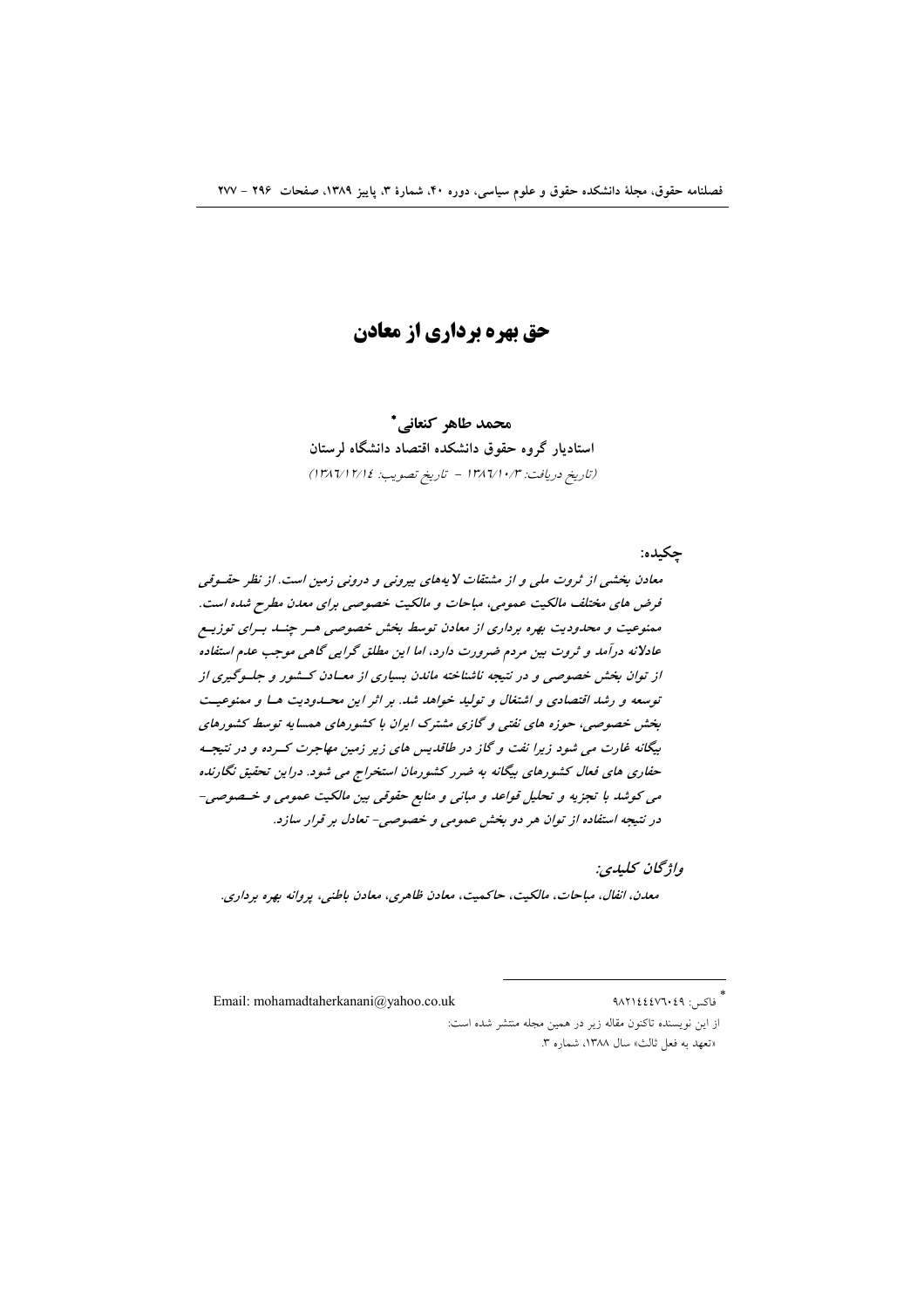# حق بهره برداری از معادن

**محمد طاهر کنعانی***

**استادیار گروه حقوق دانشکده اقتصاد دانشگاه لرستان**

(تاریخ دریافت: ۱۳۸۶/۱۰/۳ - تاریخ تصویب: ۱۳۸۶/۱۲/۱۴)

**چکیده:**

*معادن بخشی از ثروت ملی و از مشتقات لایه‌های بیرونی و درونی زمین است. از نظر حقوقی فرض های مختلف مالکیت عمومی، مباحات و مالکیت خصوصی برای معدن مطرح شده است. ممنوعیت و محدودیت بهره برداری از معادن توسط بخش خصوصی هر چند برای توزیع عادلانه درآمد و ثروت بین مردم ضرورت دارد، اما این مطلق گرایی گاهی موجب عدم استفاده از توان بخش خصوصی و در نتیجه ناشناخته ماندن بسیاری از معادن کشور و جلوگیری از توسعه و رشد اقتصادی و اشتغال و تولید خواهد شد. بر اثر این محدودیت ها و ممنوعیت بخش خصوصی، حوزه های نفتی و گازی مشترک ایران با کشورهای همسایه توسط کشورهای بیگانه غارت می شود زیرا نفت و گاز در طاقدیس های زیر زمین مهاجرت کرده و در نتیجه حفاری های فعال کشورهای بیگانه به ضرر کشورمان استخراج می شود. دراین تحقیق نگارنده می کوشد با تجزیه و تحلیل قواعد و مبانی و منابع حقوقی بین مالکیت عمومی و خصوصی- در نتیجه استفاده از توان هر دو بخش عمومی و خصوصی- تعادل بر قرار سازد.*

***واژگان کلیدی:***

*معدن، انفال، مباحات، مالکیت، حاکمیت، معادن ظاهری، معادن باطنی، پروانه بهره برداری.*

---

* فاکس: ۹۸۲۱۴۴۴۷۶۰۴۹

Email: mohamadtaherkanani@yahoo.co.uk

از این نویسنده تاکنون مقاله زیر در همین مجله منتشر شده است:

«تعهد به فعل ثالث» سال ۱۳۸۸، شماره ۳.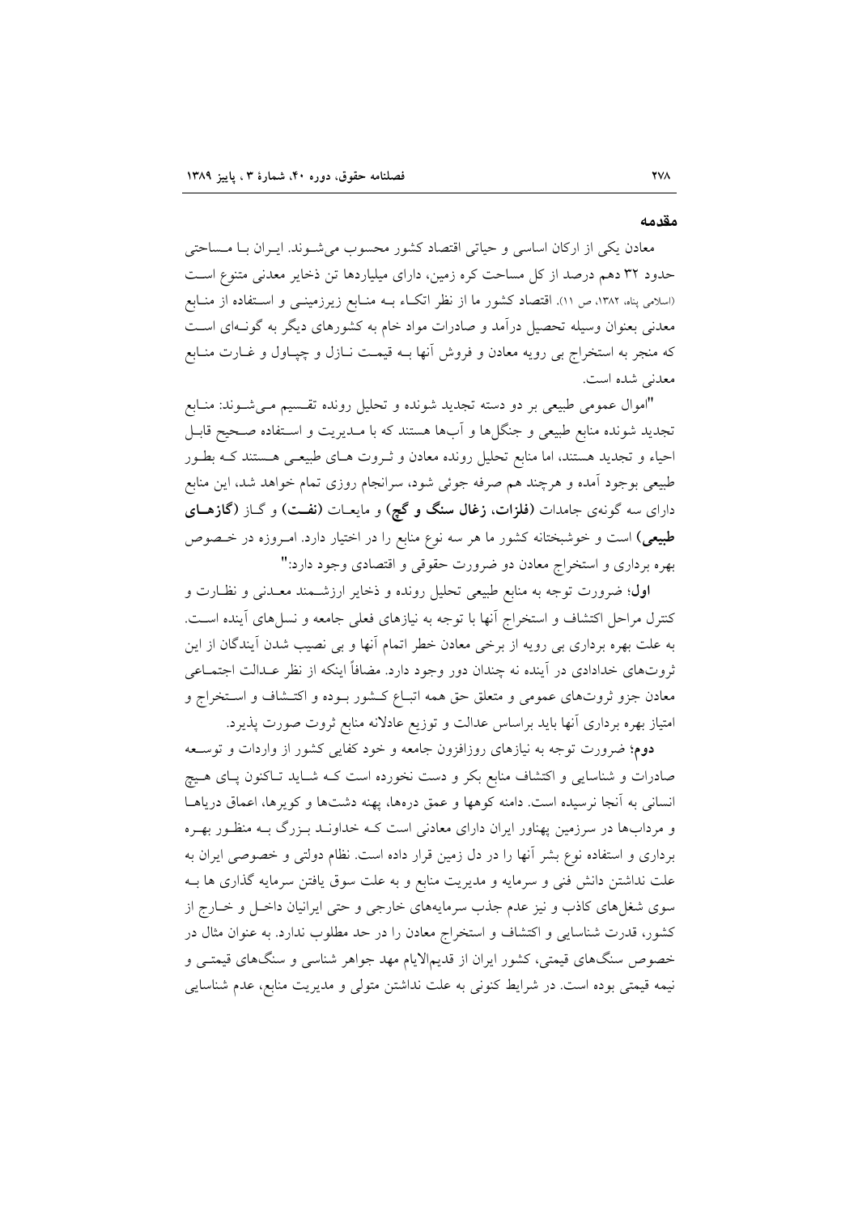## مقدمه

معادن یکی از ارکان اساسی و حیاتی اقتصاد کشور محسوب می‌شوند. ایران با مساحتی حدود ۳۲ دهم درصد از کل مساحت کره زمین، دارای میلیاردها تن ذخایر معدنی متنوع است (اسلامی پناه، ۱۳۸۲، ص ۱۱). اقتصاد کشور ما از نظر اتکاء به منابع زیرزمینی و استفاده از منابع معدنی بعنوان وسیله تحصیل درآمد و صادرات مواد خام به کشورهای دیگر به گونه‌ای است که منجر به استخراج بی رویه معادن و فروش آنها به قیمت نازل و چپاول و غارت منابع معدنی شده است.

"اموال عمومی طبیعی بر دو دسته تجدید شونده و تحلیل رونده تقسیم می‌شوند: منابع تجدید شونده منابع طبیعی و جنگل‌ها و آب‌ها هستند که با مدیریت و استفاده صحیح قابل احیاء و تجدید هستند، اما منابع تحلیل رونده معادن و ثروت های طبیعی هستند که بطور طبیعی بوجود آمده و هرچند هم صرفه جوئی شود، سرانجام روزی تمام خواهد شد، این منابع دارای سه گونه‌ی جامدات **(فلزات، زغال سنگ و گچ)** و مایعات **(نفت)** و گاز **(گازهای طبیعی)** است و خوشبختانه کشور ما هر سه نوع منابع را در اختیار دارد. امروزه در خصوص بهره برداری و استخراج معادن دو ضرورت حقوقی و اقتصادی وجود دارد:"

**اول؛** ضرورت توجه به منابع طبیعی تحلیل رونده و ذخایر ارزشمند معدنی و نظارت و کنترل مراحل اکتشاف و استخراج آنها با توجه به نیازهای فعلی جامعه و نسل‌های آینده است. به علت بهره برداری بی رویه از برخی معادن خطر اتمام آنها و بی نصیب شدن آیندگان از این ثروت‌های خدادادی در آینده نه چندان دور وجود دارد. مضافاً اینکه از نظر عدالت اجتماعی معادن جزو ثروت‌های عمومی و متعلق حق همه اتباع کشور بوده و اکتشاف و استخراج و امتیاز بهره برداری آنها باید براساس عدالت و توزیع عادلانه منابع ثروت صورت پذیرد.

**دوم؛** ضرورت توجه به نیازهای روزافزون جامعه و خود کفایی کشور از واردات و توسعه صادرات و شناسایی و اکتشاف منابع بکر و دست نخورده است که شاید تاکنون پای هیچ انسانی به آنجا نرسیده است. دامنه کوهها و عمق دره‌ها، پهنه دشت‌ها و کویرها، اعماق دریاها و مرداب‌ها در سرزمین پهناور ایران دارای معادنی است که خداوند بزرگ به منظور بهره برداری و استفاده نوع بشر آنها را در دل زمین قرار داده است. نظام دولتی و خصوصی ایران به علت نداشتن دانش فنی و سرمایه و مدیریت منابع و به علت سوق یافتن سرمایه گذاری ها به سوی شغل‌های کاذب و نیز عدم جذب سرمایه‌های خارجی و حتی ایرانیان داخل و خارج از کشور، قدرت شناسایی و اکتشاف و استخراج معادن را در حد مطلوب ندارد. به عنوان مثال در خصوص سنگ‌های قیمتی، کشور ایران از قدیم‌الایام مهد جواهر شناسی و سنگ‌های قیمتی و نیمه قیمتی بوده است. در شرایط کنونی به علت نداشتن متولی و مدیریت منابع، عدم شناسایی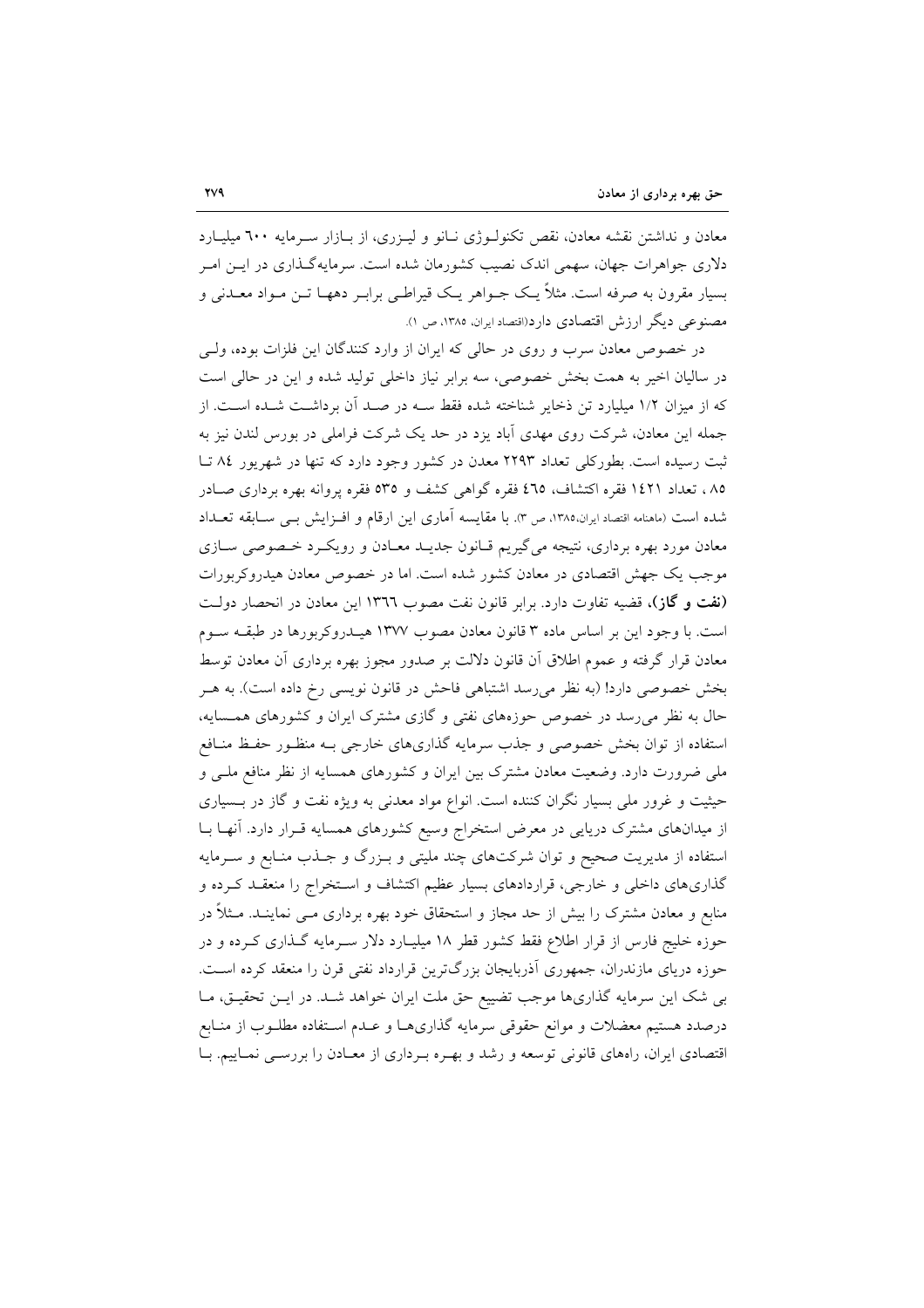معادن و نداشتن نقشه معادن، نقص تکنولوژی نانو و لیزری، از بازار سرمایه ۶۰۰ میلیارد دلاری جواهرات جهان، سهمی اندک نصیب کشورمان شده است. سرمایه‌گذاری در این امر بسیار مقرون به صرفه است. مثلاً یک جواهر یک قیراطی برابر دهها تن مواد معدنی و مصنوعی دیگر ارزش اقتصادی دارد(اقتصاد ایران، ۱۳۸۵، ص ۱).

در خصوص معادن سرب و روی در حالی که ایران از وارد کنندگان این فلزات بوده، ولی در سالیان اخیر به همت بخش خصوصی، سه برابر نیاز داخلی تولید شده و این در حالی است که از میزان ۱/۲ میلیارد تن ذخایر شناخته شده فقط سه در صد آن برداشت شده است. از جمله این معادن، شرکت روی مهدی آباد یزد در حد یک شرکت فراملی در بورس لندن نیز به ثبت رسیده است. بطورکلی تعداد ۲۲۹۳ معدن در کشور وجود دارد که تنها در شهریور ۸۴ تا ۸۵ ، تعداد ۱۴۲۱ فقره اکتشاف، ۴۶۵ فقره گواهی کشف و ۵۳۵ فقره پروانه بهره برداری صادر شده است (ماهنامه اقتصاد ایران،۱۳۸۵، ص ۳). با مقایسه آماری این ارقام و افزایش بی سابقه تعداد معادن مورد بهره برداری، نتیجه می‌گیریم قانون جدید معادن و رویکرد خصوصی سازی موجب یک جهش اقتصادی در معادن کشور شده است. اما در خصوص معادن هیدروکربورات **(نفت و گاز)**، قضیه تفاوت دارد. برابر قانون نفت مصوب ۱۳۶۶ این معادن در انحصار دولت است. با وجود این بر اساس ماده ۳ قانون معادن مصوب ۱۳۷۷ هیدروکربورها در طبقه سوم معادن قرار گرفته و عموم اطلاق آن قانون دلالت بر صدور مجوز بهره برداری آن معادن توسط بخش خصوصی دارد! (به نظر می‌رسد اشتباهی فاحش در قانون نویسی رخ داده است). به هر حال به نظر می‌رسد در خصوص حوزه‌های نفتی و گازی مشترک ایران و کشورهای همسایه، استفاده از توان بخش خصوصی و جذب سرمایه گذاری‌های خارجی به منظور حفظ منافع ملی ضرورت دارد. وضعیت معادن مشترک بین ایران و کشورهای همسایه از نظر منافع ملی و حیثیت و غرور ملی بسیار نگران کننده است. انواع مواد معدنی به ویژه نفت و گاز در بسیاری از میدان‌های مشترک دریایی در معرض استخراج وسیع کشورهای همسایه قرار دارد. آنها با استفاده از مدیریت صحیح و توان شرکت‌های چند ملیتی و بزرگ و جذب منابع و سرمایه گذاری‌های داخلی و خارجی، قراردادهای بسیار عظیم اکتشاف و استخراج را منعقد کرده و منابع و معادن مشترک را بیش از حد مجاز و استحقاق خود بهره برداری می نمایند. مثلاً در حوزه خلیج فارس از قرار اطلاع فقط کشور قطر ۱۸ میلیارد دلار سرمایه گذاری کرده و در حوزه دریای مازندران، جمهوری آذربایجان بزرگ‌ترین قرارداد نفتی قرن را منعقد کرده است. بی شک این سرمایه گذاری‌ها موجب تضییع حق ملت ایران خواهد شد. در این تحقیق، ما درصدد هستیم معضلات و موانع حقوقی سرمایه گذاری‌ها و عدم استفاده مطلوب از منابع اقتصادی ایران، راه‌های قانونی توسعه و رشد و بهره برداری از معادن را بررسی نماییم. با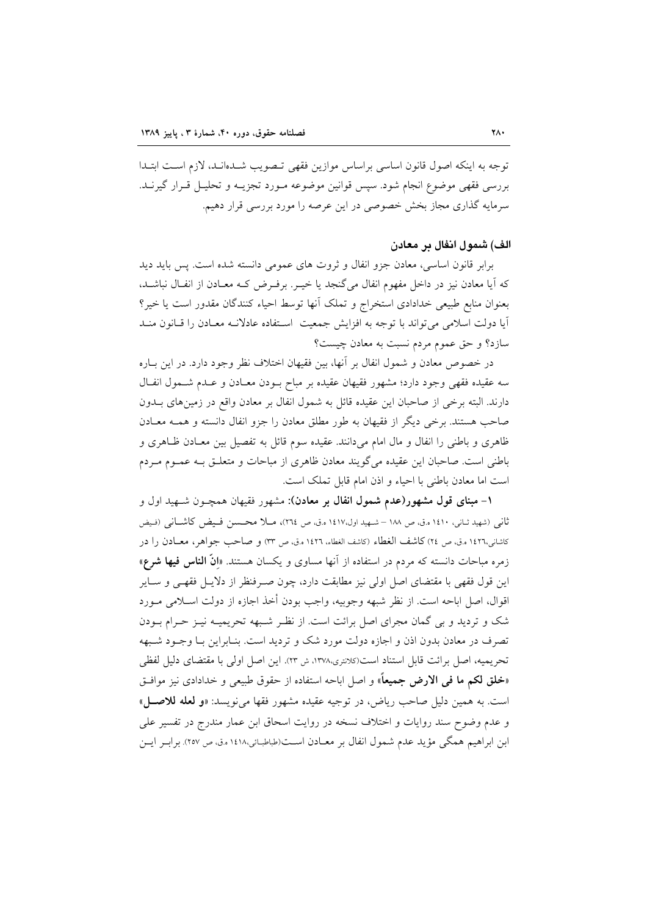توجه به اینکه اصول قانون اساسی براساس موازین فقهی تصویب شده‌اند، لازم است ابتدا بررسی فقهی موضوع انجام شود. سپس قوانین موضوعه مورد تجزیه و تحلیل قرار گیرند. سرمایه گذاری مجاز بخش خصوصی در این عرصه را مورد بررسی قرار دهیم.

### الف) شمول انفال بر معادن

برابر قانون اساسی، معادن جزو انفال و ثروت های عمومی دانسته شده است. پس باید دید که آیا معادن نیز در داخل مفهوم انفال می‌گنجد یا خیر. برفرض که معادن از انفال نباشد، بعنوان منابع طبیعی خدادادی استخراج و تملک آنها توسط احیاء کنندگان مقدور است یا خیر؟ آیا دولت اسلامی می‌تواند با توجه به افزایش جمعیت استفاده عادلانه معادن را قانون مند سازد؟ و حق عموم مردم نسبت به معادن چیست؟

در خصوص معادن و شمول انفال بر آنها، بین فقیهان اختلاف نظر وجود دارد. در این باره سه عقیده فقهی وجود دارد؛ مشهور فقیهان عقیده بر مباح بودن معادن و عدم شمول انفال دارند. البته برخی از صاحبان این عقیده قائل به شمول انفال بر معادن واقع در زمین‌های بدون صاحب هستند. برخی دیگر از فقیهان به طور مطلق معادن را جزو انفال دانسته و همه معادن ظاهری و باطنی را انفال و مال امام می‌دانند. عقیده سوم قائل به تفصیل بین معادن ظاهری و باطنی است. صاحبان این عقیده می‌گویند معادن ظاهری از مباحات و متعلق به عموم مردم است اما معادن باطنی با احیاء و اذن امام قابل تملک است.

**۱- مبنای قول مشهور(عدم شمول انفال بر معادن):** مشهور فقیهان همچون شهید اول و ثانی (شهید ثانی، ۱۴۱۰ ه.ق، ص ۱۸۸ – شهید اول،۱۴۱۷ ه.ق، ص ۲٦٤)، ملا محسن فیض کاشانی (فیض کاشانی،۱٤۲٦ ه.ق، ص ۲٤) **کاشف الغطاء** (کاشف الغطاء، ۱٤۲٦ ه.ق، ص ۳۳) و صاحب جواهر، معادن را در زمره مباحات دانسته که مردم در استفاده از آنها مساوی و یکسان هستند. **«انّ الناس فیها شرع»** این قول فقهی با مقتضای اصل اولی نیز مطابقت دارد، چون صرفنظر از دلایل فقهی و سایر اقوال، اصل اباحه است. از نظر شبهه وجوبیه، واجب بودن أخذ اجازه از دولت اسلامی مورد شک و تردید و بی گمان مجرای اصل برائت است. از نظر شبهه تحریمیه نیز حرام بودن تصرف در معادن بدون اذن و اجازه دولت مورد شک و تردید است. بنابراین با وجود شبهه تحریمیه، اصل برائت قابل استناد است(کلانتری،۱۳۷۸، ش ۲۳). این اصل اولی با مقتضای دلیل لفظی **«خلق لکم ما فی الارض جمیعاً»** و اصل اباحه استفاده از حقوق طبیعی و خدادادی نیز موافق است. به همین دلیل صاحب ریاض، در توجیه عقیده مشهور فقها می‌نویسد: **«و لعله للاصل»** و عدم وضوح سند روایات و اختلاف نسخه در روایت اسحاق ابن عمار مندرج در تفسیر علی ابن ابراهیم همگی مؤید عدم شمول انفال بر معادن است(طباطبائی،۱٤۱۸ ه.ق، ص ۲۵۷). برابر این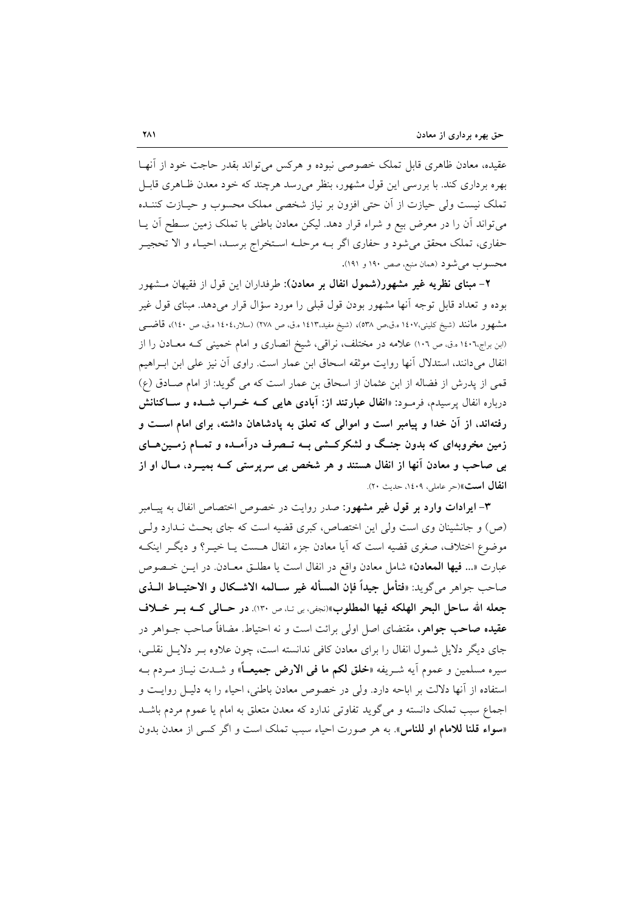عقیده، معادن ظاهری قابل تملک خصوصی نبوده و هرکس می‌تواند بقدر حاجت خود از آنها بهره برداری کند. با بررسی این قول مشهور، بنظر می‌رسد هرچند که خود معدن ظاهری قابل تملک نیست ولی حیازت از آن حتی افزون بر نیاز شخصی مملک محسوب و حیازت کننده می‌تواند آن را در معرض بیع و شراء قرار دهد. لیکن معادن باطنی با تملک زمین سطح آن یا حفاری، تملک محقق می‌شود و حفاری اگر به مرحله استخراج برسد، احیاء و الا تحجیر محسوب می‌شود (همان منبع، صص ۱۹۰ و ۱۹۱).

**۲- مبنای نظریه غیر مشهور(شمول انفال بر معادن):** طرفداران این قول از فقیهان مشهور بوده و تعداد قابل توجه آنها مشهور بودن قول قبلی را مورد سؤال قرار می‌دهد. مبنای قول غیر مشهور مانند (شیخ کلینی،۱٤۰۷ ه.ق،ص ۵۳۸)، (شیخ مفید،۱٤۱۳ ه.ق، ص ۲۷۸) (سلار،۱٤۰٤ ه.ق، ص ۱٤۰)، قاضی (ابن براج،۱٤۰٦ ه.ق، ص ۱۰٦) علامه در مختلف، نراقی، شیخ انصاری و امام خمینی که معادن را از انفال می‌دانند، استدلال آنها روایت موثقه اسحاق ابن عمار است. راوی آن نیز علی ابن ابراهیم قمی از پدرش از فضاله از ابن عثمان از اسحاق بن عمار است که می گوید: از امام صادق (ع) درباره انفال پرسیدم، فرمود: «**انفال عبارتند از: آبادی هایی که خراب شده و ساکنانش رفته‌اند، از آن خدا و پیامبر است و اموالی که تعلق به پادشاهان داشته، برای امام است و زمین مخروبه‌ای که بدون جنگ و لشکرکشی به تصرف درآمده و تمام زمین‌های بی صاحب و معادن آنها از انفال هستند و هر شخص بی سرپرستی که بمیرد، مال او از انفال است**»(حر عاملی، ۱٤۰۹، حدیث ۲۰).

**۳- ایرادات وارد بر قول غیر مشهور:** صدر روایت در خصوص اختصاص انفال به پیامبر (ص) و جانشینان وی است ولی این اختصاص، کبری قضیه است که جای بحث ندارد ولی موضوع اختلاف، صغری قضیه است که آیا معادن جزء انفال هست یا خیر؟ و دیگر اینکه عبارت «**... فیها المعادن**» شامل معادن واقع در انفال است یا مطلق معادن. در این خصوص صاحب جواهر می‌گوید: «**فتأمل جیداً فإن المسأله غیر سالمه الاشکال و الاحتیاط الذی جعله الله ساحل البحر الهلکه فیها المطلوب**»(نجفی، بی تا، ص ۱۳۰). **در حالی که بر خلاف عقیده صاحب جواهر،** مقتضای اصل اولی برائت است و نه احتیاط. مضافاً صاحب جواهر در جای دیگر دلایل شمول انفال را برای معادن کافی ندانسته است، چون علاوه بر دلایل نقلی، سیره مسلمین و عموم آیه شریفه «**خلق لکم ما فی الارض جمیعاً**» و شدت نیاز مردم به استفاده از آنها دلالت بر اباحه دارد. ولی در خصوص معادن باطنی، احیاء را به دلیل روایت و اجماع سبب تملک دانسته و می‌گوید تفاوتی ندارد که معدن متعلق به امام یا عموم مردم باشد «**سواء قلنا للامام او للناس**». به هر صورت احیاء سبب تملک است و اگر کسی از معدن بدون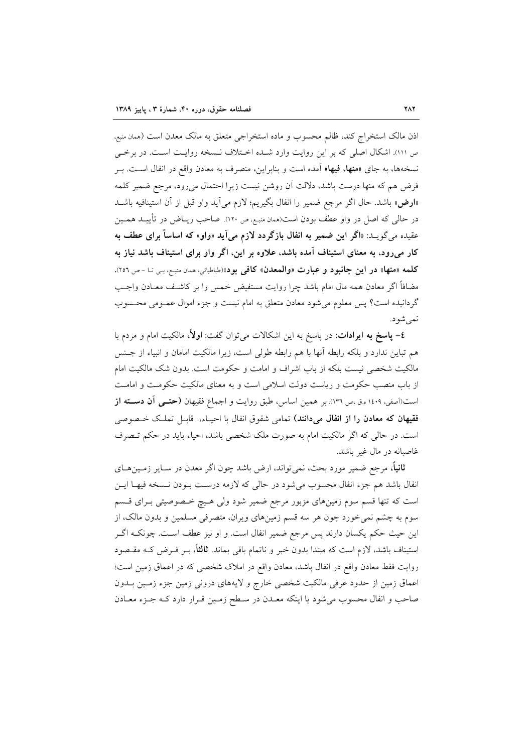اذن مالک استخراج کند، ظالم محسوب و ماده استخراجی متعلق به مالک معدن است (همان منبع، ص ۱۱۱). اشکال اصلی که بر این روایت وارد شده اختلاف نسخه روایت است. در برخی نسخه‌ها، به جای «**منها، فیها**» آمده است و بنابراین، منصرف به معادن واقع در انفال است. بر فرض هم که منها درست باشد، دلالت آن روشن نیست زیرا احتمال می‌رود، مرجع ضمیر کلمه «**ارض**» باشد. حال اگر مرجع ضمیر را انفال بگیریم؛ لازم می‌آید واو قبل از آن استینافیه باشد در حالی که اصل در واو عطف بودن است(همان منبع، ص ۱۲۰). صاحب ریاض در تأیید همین عقیده می‌گوید: «**اگر این ضمیر به انفال بازگردد لازم می‌آید «واو» که اساساً برای عطف به کار می‌رود، به معنای استیناف آمده باشد، علاوه بر این، اگر واو برای استیناف باشد نیاز به کلمه «منها» در این جانبود و عبارت «والمعدن» کافی بود**»(طباطبائی، همان منبع، بی تا - ص ۲۵۶). مضافاً اگر معادن همه مال امام باشد چرا روایت مستفیض خمس را بر کاشف معادن واجب گردانیده است؟ پس معلوم می‌شود معادن متعلق به امام نیست و جزء اموال عمومی محسوب نمی‌شود.

٤- **پاسخ به ایرادات:** در پاسخ به این اشکالات می‌توان گفت: **اولاً**، مالکیت امام و مردم با هم تباین ندارد و بلکه رابطه آنها با هم رابطه طولی است، زیرا مالکیت امامان و انبیاء از جنس مالکیت شخصی نیست بلکه از باب اشراف و امامت و حکومت است. بدون شک مالکیت امام از باب منصب حکومت و ریاست دولت اسلامی است و به معنای مالکیت حکومت و امامت است(اصفی، ۱٤۰۹ ه.ق ،ص ۱۳٦). بر همین اساس، طبق روایت و اجماع فقیهان (**حتی آن دسته از فقیهان که معادن را از انفال می‌دانند**) تمامی شقوق انفال با احیاء، قابل تملک خصوصی است. در حالی که اگر مالکیت امام به صورت ملک شخصی باشد، احیاء باید در حکم تصرف غاصبانه در مال غیر باشد.

**ثانیاً**، مرجع ضمیر مورد بحث، نمی‌تواند، ارض باشد چون اگر معدن در سایر زمین‌های انفال باشد هم جزء انفال محسوب می‌شود در حالی که لازمه درست بودن نسخه فیها این است که تنها قسم سوم زمین‌های مزبور مرجع ضمیر شود ولی هیچ خصوصیتی برای قسم سوم به چشم نمی‌خورد چون هر سه قسم زمین‌های ویران، متصرفی مسلمین و بدون مالک، از این حیث حکم یکسان دارند پس مرجع ضمیر انفال است. و او نیز عطف است. چونکه اگر استیناف باشد، لازم است که مبتدا بدون خبر و ناتمام باقی بماند. **ثالثاً**، بر فرض که مقصود روایت فقط معادن واقع در انفال باشد، معادن واقع در املاک شخصی که در اعماق زمین است؛ اعماق زمین از حدود عرفی مالکیت شخصی خارج و لایه‌های درونی زمین جزء زمین بدون صاحب و انفال محسوب می‌شود یا اینکه معدن در سطح زمین قرار دارد که جزء معادن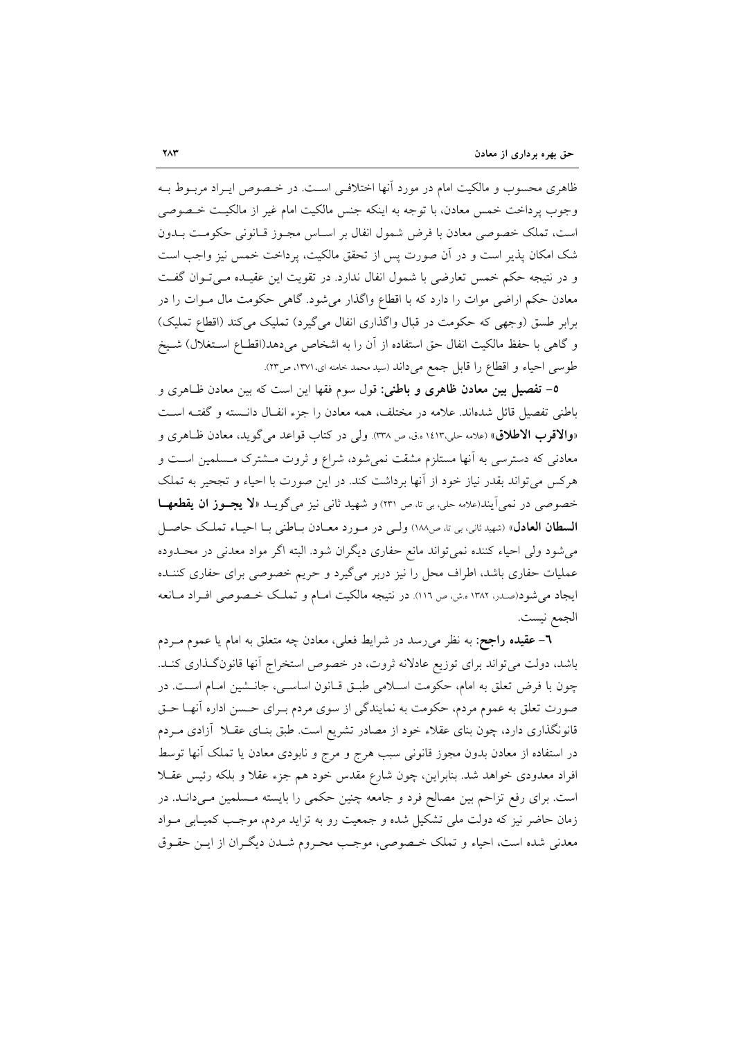ظاهری محسوب و مالکیت امام در مورد آنها اختلافی است. در خصوص ایراد مربوط به وجوب پرداخت خمس معادن، با توجه به اینکه جنس مالکیت امام غیر از مالکیت خصوصی است، تملک خصوصی معادن با فرض شمول انفال بر اساس مجوز قانونی حکومت بدون شک امکان پذیر است و در آن صورت پس از تحقق مالکیت، پرداخت خمس نیز واجب است و در نتیجه حکم خمس تعارضی با شمول انفال ندارد. در تقویت این عقیده می‌توان گفت معادن حکم اراضی موات را دارد که با اقطاع واگذار می‌شود. گاهی حکومت مال موات را در برابر طسق (وجهی که حکومت در قبال واگذاری انفال می‌گیرد) تملیک می‌کند (اقطاع تملیک) و گاهی با حفظ مالکیت انفال حق استفاده از آن را به اشخاص می‌دهد(اقطاع استغلال) شیخ طوسی احیاء و اقطاع را قابل جمع می‌داند (سید محمد خامنه ای، ۱۳۷۱، ص۲۳).

**۵- تفصیل بین معادن ظاهری و باطنی:** قول سوم فقها این است که بین معادن ظاهری و باطنی تفصیل قائل شده‌اند. علامه در مختلف، همه معادن را جزء انفال دانسته و گفته است «**والاقرب الاطلاق**» (علامه حلی،۱۴۱۳ ه.ق، ص ۳۳۸). ولی در کتاب قواعد می‌گوید، معادن ظاهری و معادنی که دسترسی به آنها مستلزم مشقت نمی‌شود، شراع و ثروت مشترک مسلمین است و هرکس می‌تواند بقدر نیاز خود از آنها برداشت کند. در این صورت با احیاء و تحجیر به تملک خصوصی در نمی‌آیند(علامه حلی، بی تا، ص ۲۳۱) و شهید ثانی نیز می‌گوید «**لا یجوز ان یقطعها السلطان العادل**» (شهید ثانی، بی تا، ص۱۸۸) ولی در مورد معادن باطنی با احیاء تملک حاصل می‌شود ولی احیاء کننده نمی‌تواند مانع حفاری دیگران شود. البته اگر مواد معدنی در محدوده عملیات حفاری باشد، اطراف محل را نیز دربر می‌گیرد و حریم خصوصی برای حفاری کننده ایجاد می‌شود(صدر، ۱۳۸۲ ه.ش، ص ۱۱۶). در نتیجه مالکیت امام و تملک خصوصی افراد مانعه الجمع نیست.

**۶- عقیده راجح:** به نظر می‌رسد در شرایط فعلی، معادن چه متعلق به امام یا عموم مردم باشد، دولت می‌تواند برای توزیع عادلانه ثروت، در خصوص استخراج آنها قانونگذاری کند. چون با فرض تعلق به امام، حکومت اسلامی طبق قانون اساسی، جانشین امام است. در صورت تعلق به عموم مردم، حکومت به نمایندگی از سوی مردم برای حسن اداره آنها حق قانونگذاری دارد، چون بنای عقلاء خود از مصادر تشریع است. طبق بنای عقلا آزادی مردم در استفاده از معادن بدون مجوز قانونی سبب هرج و مرج و نابودی معادن یا تملک آنها توسط افراد معدودی خواهد شد. بنابراین، چون شارع مقدس خود هم جزء عقلا و بلکه رئیس عقلا است. برای رفع تزاحم بین مصالح فرد و جامعه چنین حکمی را بایسته مسلمین می‌داند. در زمان حاضر نیز که دولت ملی تشکیل شده و جمعیت رو به تزاید مردم، موجب کمیابی مواد معدنی شده است، احیاء و تملک خصوصی، موجب محروم شدن دیگران از این حقوق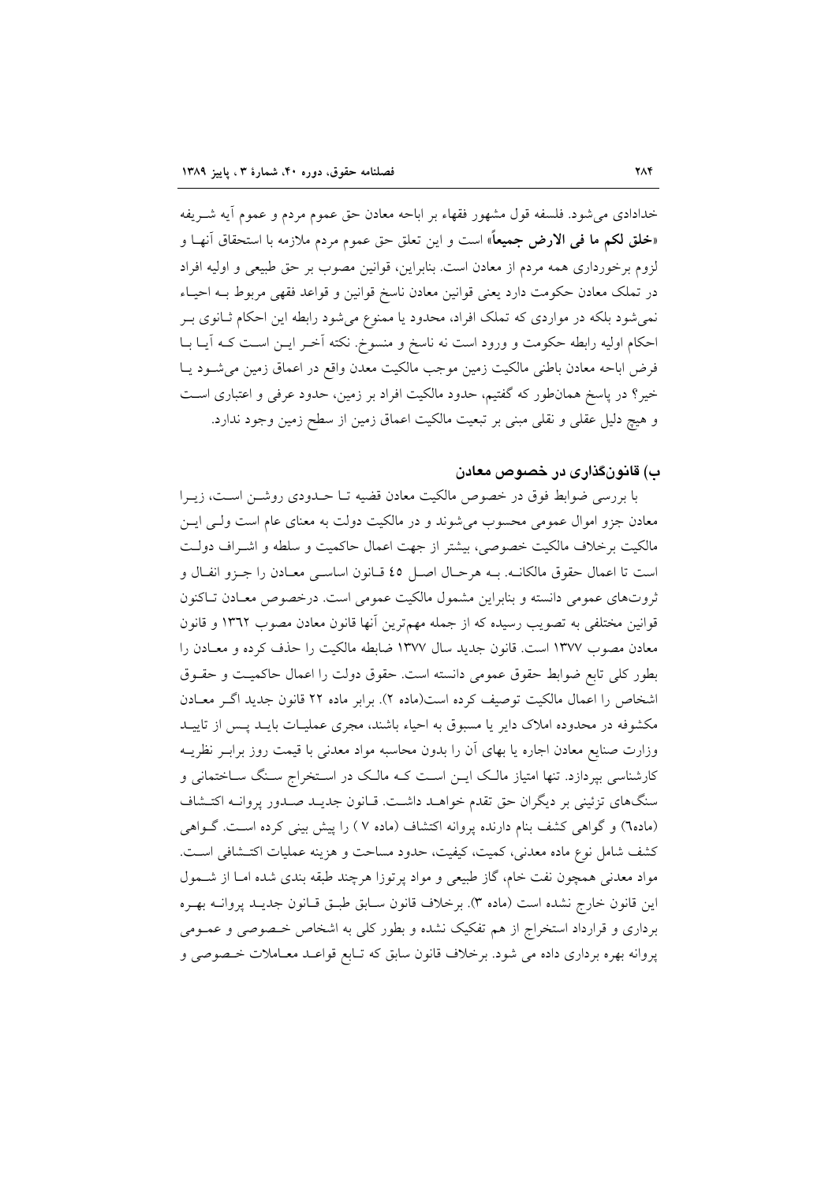خدادادی می‌شود. فلسفه قول مشهور فقهاء بر اباحه معادن حق عموم مردم و عموم آیه شریفه «**خلق لکم ما فی الارض جمیعاً**» است و این تعلق حق عموم مردم ملازمه با استحقاق آنها و لزوم برخورداری همه مردم از معادن است. بنابراین، قوانین مصوب بر حق طبیعی و اولیه افراد در تملک معادن حکومت دارد یعنی قوانین معادن ناسخ قوانین و قواعد فقهی مربوط به احیاء نمی‌شود بلکه در مواردی که تملک افراد، محدود یا ممنوع می‌شود رابطه این احکام ثانوی بر احکام اولیه رابطه حکومت و ورود است نه ناسخ و منسوخ. نکته آخر این است که آیا با فرض اباحه معادن باطنی مالکیت زمین موجب مالکیت معدن واقع در اعماق زمین می‌شود یا خیر؟ در پاسخ همان‌طور که گفتیم، حدود مالکیت افراد بر زمین، حدود عرفی و اعتباری است و هیچ دلیل عقلی و نقلی مبنی بر تبعیت مالکیت اعماق زمین از سطح زمین وجود ندارد.

## ب) قانونگذاری در خصوص معادن

با بررسی ضوابط فوق در خصوص مالکیت معادن قضیه تا حدودی روشن است، زیرا معادن جزو اموال عمومی محسوب می‌شوند و در مالکیت دولت به معنای عام است ولی این مالکیت برخلاف مالکیت خصوصی، بیشتر از جهت اعمال حاکمیت و سلطه و اشراف دولت است تا اعمال حقوق مالکانه. به هرحال اصل ٤٥ قانون اساسی معادن را جزو انفال و ثروت‌های عمومی دانسته و بنابراین مشمول مالکیت عمومی است. درخصوص معادن تاکنون قوانین مختلفی به تصویب رسیده که از جمله مهم‌ترین آنها قانون معادن مصوب ١٣٦٢ و قانون معادن مصوب ١٣٧٧ است. قانون جدید سال ١٣٧٧ ضابطه مالکیت را حذف کرده و معادن را بطور کلی تابع ضوابط حقوق عمومی دانسته است. حقوق دولت را اعمال حاکمیت و حقوق اشخاص را اعمال مالکیت توصیف کرده است(ماده ٢). برابر ماده ٢٢ قانون جدید اگر معادن مکشوفه در محدوده املاک دایر یا مسبوق به احیاء باشند، مجری عملیات باید پس از تایید وزارت صنایع معادن اجاره یا بهای آن را بدون محاسبه مواد معدنی با قیمت روز برابر نظریه کارشناسی بپردازد. تنها امتیاز مالک این است که مالک در استخراج سنگ ساختمانی و سنگ‌های تزئینی بر دیگران حق تقدم خواهد داشت. قانون جدید صدور پروانه اکتشاف (ماده٦) و گواهی کشف بنام دارنده پروانه اکتشاف (ماده ٧ ) را پیش بینی کرده است. گواهی کشف شامل نوع ماده معدنی، کمیت، کیفیت، حدود مساحت و هزینه عملیات اکتشافی است. مواد معدنی همچون نفت خام، گاز طبیعی و مواد پرتوزا هرچند طبقه بندی شده اما از شمول این قانون خارج نشده است (ماده ٣). برخلاف قانون سابق طبق قانون جدید پروانه بهره برداری و قرارداد استخراج از هم تفکیک نشده و بطور کلی به اشخاص خصوصی و عمومی پروانه بهره برداری داده می شود. برخلاف قانون سابق که تابع قواعد معاملات خصوصی و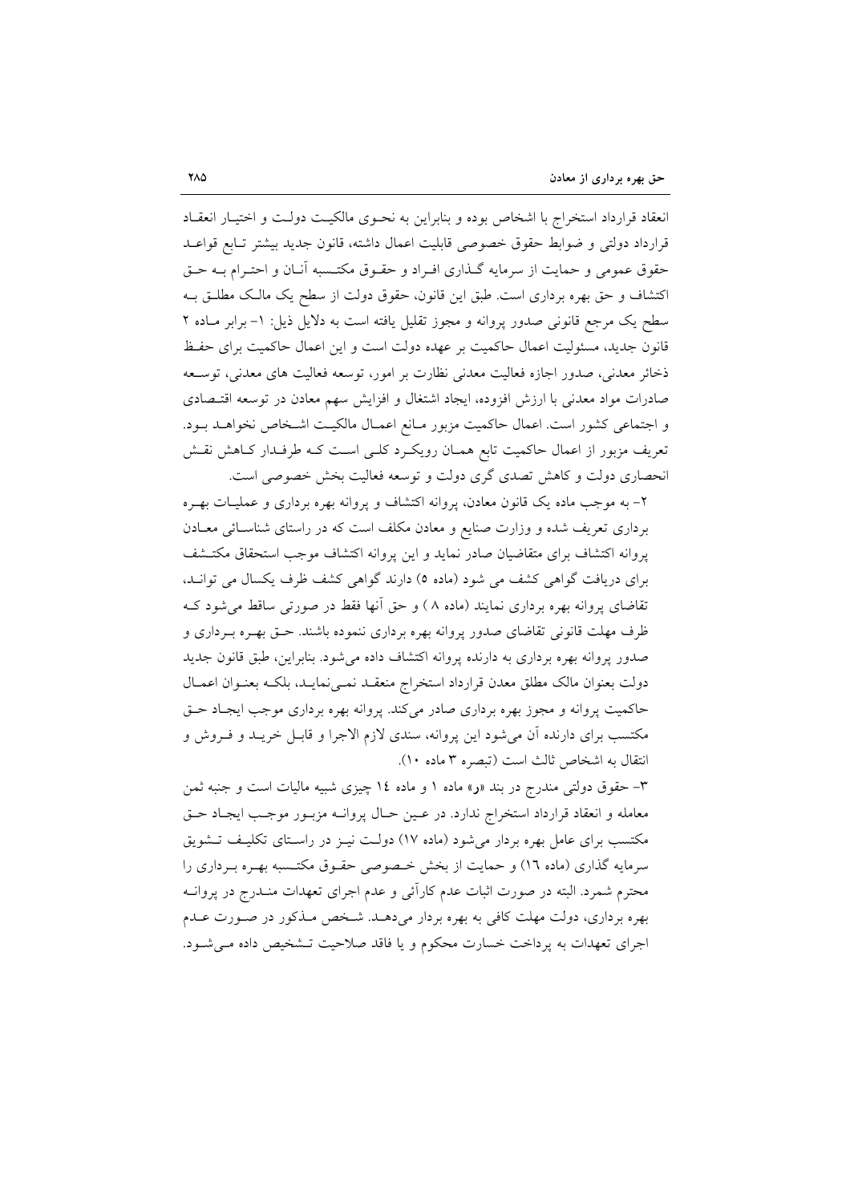انعقاد قرارداد استخراج با اشخاص بوده و بنابراین به نحوی مالکیت دولت و اختیار انعقاد قرارداد دولتی و ضوابط حقوق خصوصی قابلیت اعمال داشته، قانون جدید بیشتر تابع قواعد حقوق عمومی و حمایت از سرمایه گذاری افراد و حقوق مکتسبه آنان و احترام به حق اکتشاف و حق بهره برداری است. طبق این قانون، حقوق دولت از سطح یک مالک مطلق به سطح یک مرجع قانونی صدور پروانه و مجوز تقلیل یافته است به دلایل ذیل: ۱- برابر ماده ۲ قانون جدید، مسئولیت اعمال حاکمیت بر عهده دولت است و این اعمال حاکمیت برای حفظ ذخائر معدنی، صدور اجازه فعالیت معدنی نظارت بر امور، توسعه فعالیت های معدنی، توسعه صادرات مواد معدنی با ارزش افزوده، ایجاد اشتغال و افزایش سهم معادن در توسعه اقتصادی و اجتماعی کشور است. اعمال حاکمیت مزبور مانع اعمال مالکیت اشخاص نخواهد بود. تعریف مزبور از اعمال حاکمیت تابع همان رویکرد کلی است که طرفدار کاهش نقش انحصاری دولت و کاهش تصدی گری دولت و توسعه فعالیت بخش خصوصی است.

۲- به موجب ماده یک قانون معادن، پروانه اکتشاف و پروانه بهره برداری و عملیات بهره برداری تعریف شده و وزارت صنایع و معادن مکلف است که در راستای شناسائی معادن پروانه اکتشاف برای متقاضیان صادر نماید و این پروانه اکتشاف موجب استحقاق مکتشف برای دریافت گواهی کشف می شود (ماده ۵) دارند گواهی کشف ظرف یکسال می توانند، تقاضای پروانه بهره برداری نمایند (ماده ۸ ) و حق آنها فقط در صورتی ساقط می‌شود که ظرف مهلت قانونی تقاضای صدور پروانه بهره برداری ننموده باشند. حق بهره برداری و صدور پروانه بهره برداری به دارنده پروانه اکتشاف داده می‌شود. بنابراین، طبق قانون جدید دولت بعنوان مالک مطلق معدن قرارداد استخراج منعقد نمی‌نماید، بلکه بعنوان اعمال حاکمیت پروانه و مجوز بهره برداری صادر می‌کند. پروانه بهره برداری موجب ایجاد حق مکتسب برای دارنده آن می‌شود این پروانه، سندی لازم الاجرا و قابل خرید و فروش و انتقال به اشخاص ثالث است (تبصره ۳ ماده ۱۰).

۳- حقوق دولتی مندرج در بند «ر» ماده ۱ و ماده ۱٤ چیزی شبیه مالیات است و جنبه ثمن معامله و انعقاد قرارداد استخراج ندارد. در عین حال پروانه مزبور موجب ایجاد حق مکتسب برای عامل بهره بردار می‌شود (ماده ۱۷) دولت نیز در راستای تکلیف تشویق سرمایه گذاری (ماده ۱٦) و حمایت از بخش خصوصی حقوق مکتسبه بهره برداری را محترم شمرد. البته در صورت اثبات عدم کارآئی و عدم اجرای تعهدات مندرج در پروانه بهره برداری، دولت مهلت کافی به بهره بردار می‌دهد. شخص مذکور در صورت عدم اجرای تعهدات به پرداخت خسارت محکوم و یا فاقد صلاحیت تشخیص داده می‌شود.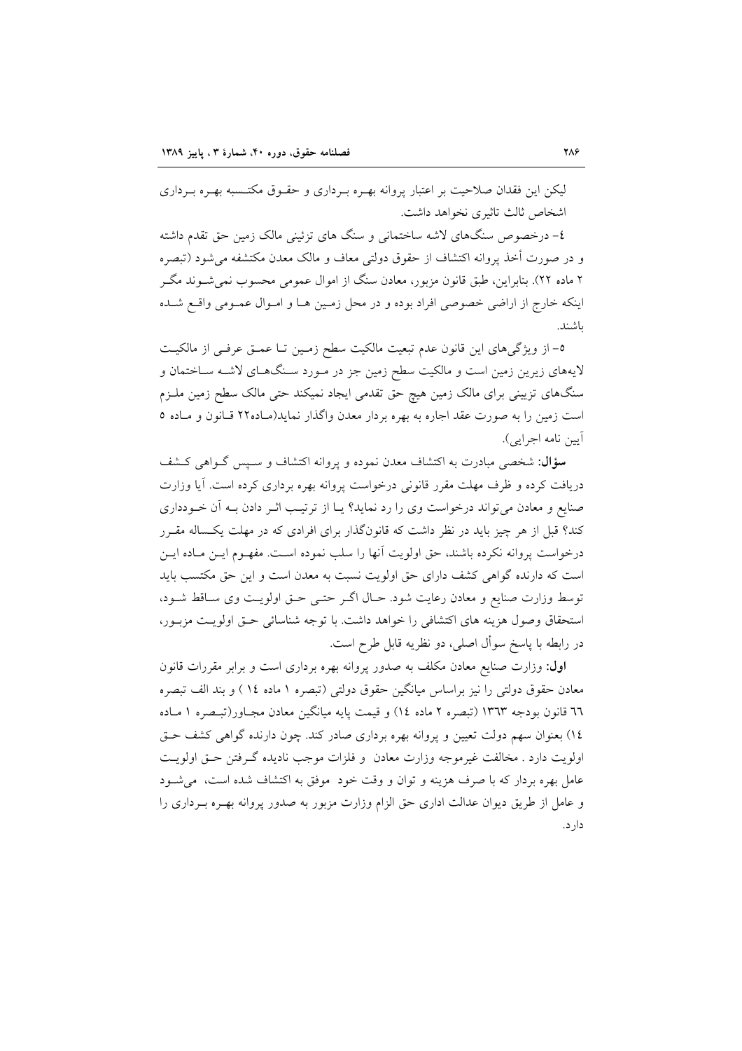لیکن این فقدان صلاحیت بر اعتبار پروانه بهره برداری و حقوق مکتسبه بهره برداری اشخاص ثالث تاثیری نخواهد داشت.

٤- درخصوص سنگ‌های لاشه ساختمانی و سنگ های تزئینی مالک زمین حق تقدم داشته و در صورت أخذ پروانه اکتشاف از حقوق دولتی معاف و مالک معدن مکتشفه می‌شود (تبصره ۲ ماده ۲۲). بنابراین، طبق قانون مزبور، معادن سنگ از اموال عمومی محسوب نمی‌شوند مگر اینکه خارج از اراضی خصوصی افراد بوده و در محل زمین ها و اموال عمومی واقع شده باشند.

٥- از ویژگی‌های این قانون عدم تبعیت مالکیت سطح زمین تا عمق عرفی از مالکیت لایه‌های زیرین زمین است و مالکیت سطح زمین جز در مورد سنگ‌های لاشه ساختمان و سنگ‌های تزیینی برای مالک زمین هیچ حق تقدمی ایجاد نمیکند حتی مالک سطح زمین ملزم است زمین را به صورت عقد اجاره به بهره بردار معدن واگذار نماید(ماده۲۲ قانون و ماده ٥ آیین نامه اجرایی).

**سؤال:** شخصی مبادرت به اکتشاف معدن نموده و پروانه اکتشاف و سپس گواهی کشف دریافت کرده و ظرف مهلت مقرر قانونی درخواست پروانه بهره برداری کرده است. آیا وزارت صنایع و معادن می‌تواند درخواست وی را رد نماید؟ یا از ترتیب اثر دادن به آن خودداری کند؟ قبل از هر چیز باید در نظر داشت که قانونگذار برای افرادی که در مهلت یکساله مقرر درخواست پروانه نکرده باشند، حق اولویت آنها را سلب نموده است. مفهوم این ماده این است که دارنده گواهی کشف دارای حق اولویت نسبت به معدن است و این حق مکتسب باید توسط وزارت صنایع و معادن رعایت شود. حال اگر حتی حق اولویت وی ساقط شود، استحقاق وصول هزینه های اکتشافی را خواهد داشت. با توجه شناسائی حق اولویت مزبور، در رابطه با پاسخ سوأل اصلی، دو نظریه قابل طرح است.

**اول:** وزارت صنایع معادن مکلف به صدور پروانه بهره برداری است و برابر مقررات قانون معادن حقوق دولتی را نیز براساس میانگین حقوق دولتی (تبصره ۱ ماده ١٤ ) و بند الف تبصره ٦٦ قانون بودجه ١٣٦٣ (تبصره ۲ ماده ١٤) و قیمت پایه میانگین معادن مجاور(تبصره ۱ ماده ١٤) بعنوان سهم دولت تعیین و پروانه بهره برداری صادر کند. چون دارنده گواهی کشف حق اولویت دارد . مخالفت غیرموجه وزارت معادن و فلزات موجب نادیده گرفتن حق اولویت عامل بهره بردار که با صرف هزینه و توان و وقت خود موفق به اکتشاف شده است، می‌شود و عامل از طریق دیوان عدالت اداری حق الزام وزارت مزبور به صدور پروانه بهره برداری را دارد.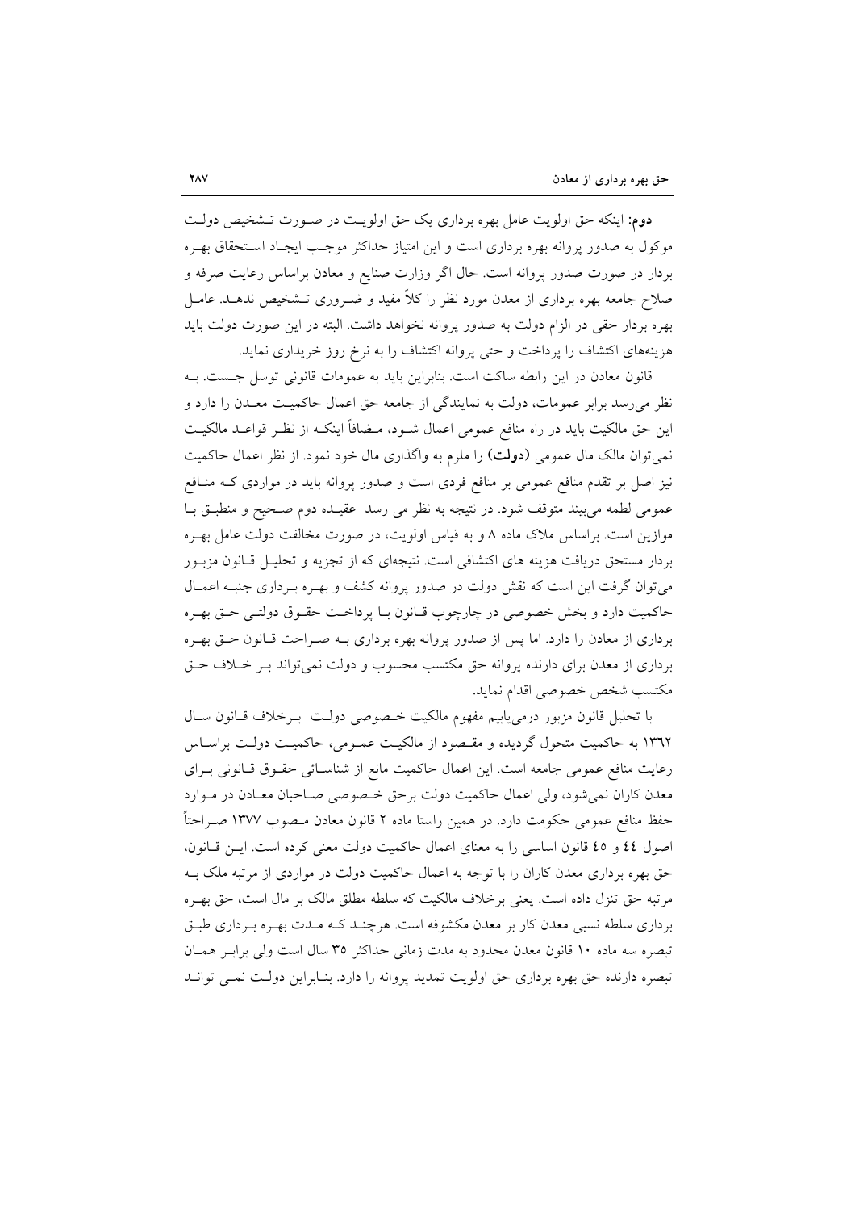**دوم:** اینکه حق اولویت عامل بهره برداری یک حق اولویت در صورت تشخیص دولت موکول به صدور پروانه بهره برداری است و این امتیاز حداکثر موجب ایجاد استحقاق بهره بردار در صورت صدور پروانه است. حال اگر وزارت صنایع و معادن براساس رعایت صرفه و صلاح جامعه بهره برداری از معدن مورد نظر را کلاً مفید و ضروری تشخیص ندهد. عامل بهره بردار حقی در الزام دولت به صدور پروانه نخواهد داشت. البته در این صورت دولت باید هزینه‌های اکتشاف را پرداخت و حتی پروانه اکتشاف را به نرخ روز خریداری نماید.

قانون معادن در این رابطه ساکت است. بنابراین باید به عمومات قانونی توسل جست. به نظر می‌رسد برابر عمومات، دولت به نمایندگی از جامعه حق اعمال حاکمیت معدن را دارد و این حق مالکیت باید در راه منافع عمومی اعمال شود، مضافاً اینکه از نظر قواعد مالکیت نمی‌توان مالک مال عمومی **(دولت)** را ملزم به واگذاری مال خود نمود. از نظر اعمال حاکمیت نیز اصل بر تقدم منافع عمومی بر منافع فردی است و صدور پروانه باید در مواردی که منافع عمومی لطمه می‌بیند متوقف شود. در نتیجه به نظر می رسد عقیده دوم صحیح و منطبق با موازین است. براساس ملاک ماده ۸ و به قیاس اولویت، در صورت مخالفت دولت عامل بهره بردار مستحق دریافت هزینه های اکتشافی است. نتیجه‌ای که از تجزیه و تحلیل قانون مزبور می‌توان گرفت این است که نقش دولت در صدور پروانه کشف و بهره برداری جنبه اعمال حاکمیت دارد و بخش خصوصی در چارچوب قانون با پرداخت حقوق دولتی حق بهره برداری از معادن را دارد. اما پس از صدور پروانه بهره برداری به صراحت قانون حق بهره برداری از معدن برای دارنده پروانه حق مکتسب محسوب و دولت نمی‌تواند بر خلاف حق مکتسب شخص خصوصی اقدام نماید.

با تحلیل قانون مزبور درمی‌یابیم مفهوم مالکیت خصوصی دولت برخلاف قانون سال ١٣٦٢ به حاکمیت متحول گردیده و مقصود از مالکیت عمومی، حاکمیت دولت براساس رعایت منافع عمومی جامعه است. این اعمال حاکمیت مانع از شناسائی حقوق قانونی برای معدن کاران نمی‌شود، ولی اعمال حاکمیت دولت برحق خصوصی صاحبان معادن در موارد حفظ منافع عمومی حکومت دارد. در همین راستا ماده ۲ قانون معادن مصوب ۱۳۷۷ صراحتاً اصول ٤٤ و ٤٥ قانون اساسی را به معنای اعمال حاکمیت دولت معنی کرده است. این قانون، حق بهره برداری معدن کاران را با توجه به اعمال حاکمیت دولت در مواردی از مرتبه ملک به مرتبه حق تنزل داده است. یعنی برخلاف مالکیت که سلطه مطلق مالک بر مال است، حق بهره برداری سلطه نسبی معدن کار بر معدن مکشوفه است. هرچند که مدت بهره برداری طبق تبصره سه ماده ۱۰ قانون معدن محدود به مدت زمانی حداکثر ۳۵ سال است ولی برابر همان تبصره دارنده حق بهره برداری حق اولویت تمدید پروانه را دارد. بنابراین دولت نمی تواند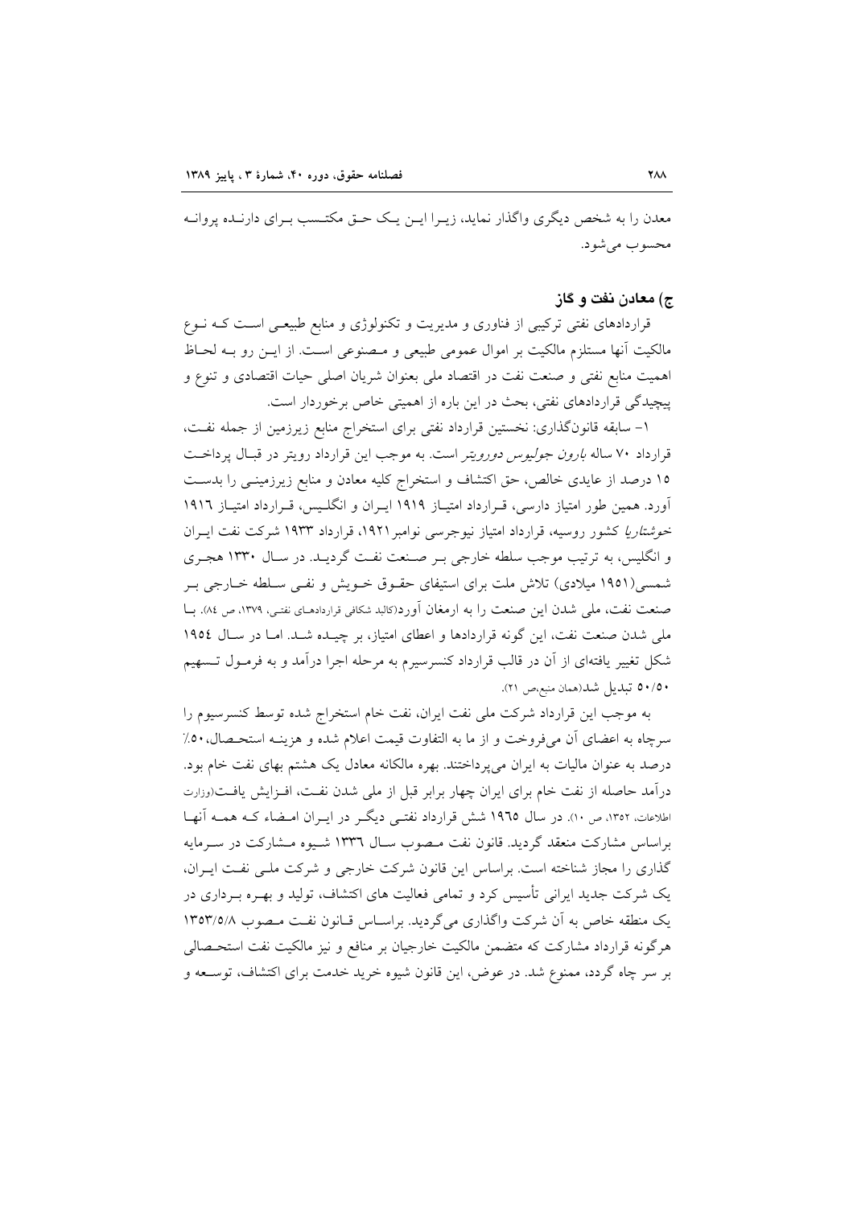معدن را به شخص دیگری واگذار نماید، زیرا این یک حق مکتسب برای دارنده پروانه محسوب می‌شود.

### ج) معادن نفت و گاز

قراردادهای نفتی ترکیبی از فناوری و مدیریت و تکنولوژی و منابع طبیعی است که نوع مالکیت آنها مستلزم مالکیت بر اموال عمومی طبیعی و مصنوعی است. از این رو به لحاظ اهمیت منابع نفتی و صنعت نفت در اقتصاد ملی بعنوان شریان اصلی حیات اقتصادی و تنوع و پیچیدگی قراردادهای نفتی، بحث در این باره از اهمیتی خاص برخوردار است.

۱– سابقه قانون‌گذاری: نخستین قرارداد نفتی برای استخراج منابع زیرزمین از جمله نفت، قرارداد ۷۰ ساله *بارون جولیوس دورویتر* است. به موجب این قرارداد رویتر در قبال پرداخت ۱۵ درصد از عایدی خالص، حق اکتشاف و استخراج کلیه معادن و منابع زیرزمینی را بدست آورد. همین طور امتیاز دارسی، قرارداد امتیاز ۱۹۱۹ ایران و انگلیس، قرارداد امتیاز ۱۹۱٦ *خوشتاریا* کشور روسیه، قرارداد امتیاز نیوجرسی نوامبر۱۹۲۱، قرارداد ۱۹۳۳ شرکت نفت ایران و انگلیس، به ترتیب موجب سلطه خارجی بر صنعت نفت گردید. در سال ۱۳۳۰ هجری شمسی(۱۹۵۱ میلادی) تلاش ملت برای استیفای حقوق خویش و نفی سلطه خارجی بر صنعت نفت، ملی شدن این صنعت را به ارمغان آورد(کالبد شکافی قراردادهای نفتی، ۱۳۷۹، ص ۸٤). با ملی شدن صنعت نفت، این گونه قراردادها و اعطای امتیاز، بر چیده شد. اما در سال ۱۹۵٤ شکل تغییر یافته‌ای از آن در قالب قرارداد کنسرسیرم به مرحله اجرا درآمد و به فرمول تسهیم ۵۰/۵۰ تبدیل شد(همان منبع،ص ۲۱).

به موجب این قرارداد شرکت ملی نفت ایران، نفت خام استخراج شده توسط کنسرسیوم را سرچاه به اعضای آن می‌فروخت و از ما به التفاوت قیمت اعلام شده و هزینه استحصال،۵۰٪ درصد به عنوان مالیات به ایران می‌پرداختند. بهره مالکانه معادل یک هشتم بهای نفت خام بود. درآمد حاصله از نفت خام برای ایران چهار برابر قبل از ملی شدن نفت، افزایش یافت(وزارت اطلاعات، ۱۳۵۲، ص ۱۰). در سال ۱۹٦۵ شش قرارداد نفتی دیگر در ایران امضاء که همه آنها براساس مشارکت منعقد گردید. قانون نفت مصوب سال ۱۳۳٦ شیوه مشارکت در سرمایه گذاری را مجاز شناخته است. براساس این قانون شرکت خارجی و شرکت ملی نفت ایران، یک شرکت جدید ایرانی تأسیس کرد و تمامی فعالیت های اکتشاف، تولید و بهره برداری در یک منطقه خاص به آن شرکت واگذاری می‌گردید. براساس قانون نفت مصوب ۱۳۵۳/۵/۸ هرگونه قرارداد مشارکت که متضمن مالکیت خارجیان بر منافع و نیز مالکیت نفت استحصالی بر سر چاه گردد، ممنوع شد. در عوض، این قانون شیوه خرید خدمت برای اکتشاف، توسعه و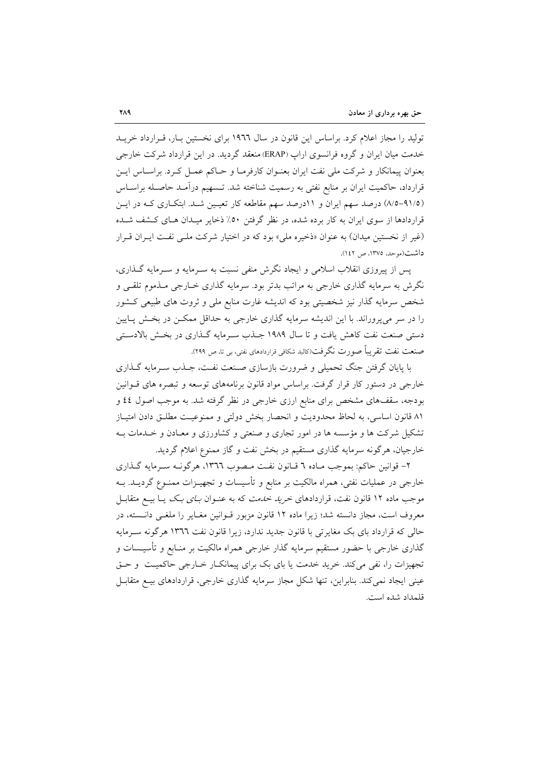تولید را مجاز اعلام کرد. براساس این قانون در سال ۱۹۶۶ برای نخستین بـار، قـرارداد خریـد خدمت میان ایران و گروه فرانسوی اراپ (ERAP) منعقد گردید. در این قرارداد شرکت خارجی بعنوان پیمانکار و شرکت ملی نفت ایران بعنـوان کارفرمـا و حـاکم عمـل کـرد. براسـاس ایـن قرارداد، حاکمیت ایران بر منابع نفتی به رسمیت شناخته شد. تـسهیم درآمـد حاصـله براسـاس (۹۱/۵-۸/۵) درصد سهم ایران و ۱۱درصد سهم مقاطعه کار تعیـین شـد. ابتکـاری کـه در ایـن قراردادها از سوی ایران به کار برده شده، در نظر گرفتن ۵۰٪ ذخایر میـدان هـای کـشف شـده (غیر از نخستین میدان) به عنوان «ذخیره ملی» بود که در اختیار شرکت ملـی نفـت ایـران قـرار داشت(موحد، ۱۳۷۵، ص ۱۴۲).

پس از پیروزی انقلاب اسلامی و ایجاد نگرش منفی نسبت به سـرمایه و سـرمایه گـذاری، نگرش به سرمایه گذاری خارجی به مراتب بدتر بود. سرمایه گذاری خـارجی مـذموم تلقـی و شخص سرمایه گذار نیز شخصیتی بود که اندیشه غارت منابع ملی و ثروت های طبیعی کـشور را در سر می‌پروراند. با این اندیشه سرمایه گذاری خارجی به حداقل ممکـن در بخـش پـایین دستی صنعت نفت کاهش یافت و تا سال ۱۹۸۹ جـذب سـرمایه گـذاری در بخـش بالادسـتی صنعت نفت تقریباً صورت نگرفت(کالبد شکافی قراردادهای نفتی، بی تا، ص ۲۹۹).

با پایان گرفتن جنگ تحمیلی و ضرورت بازسازی صـنعت نفـت، جـذب سـرمایه گـذاری خارجی در دستور کار قرار گرفت. براساس مواد قانون برنامه‌های توسعه و تبصره های قـوانین بودجه، سقف‌های مشخص برای منابع ارزی خارجی در نظر گرفته شد. به موجب اصول ۴۴ و ۸۱ قانون اساسی، به لحاظ محدودیت و انحصار بخش دولتی و ممنوعیـت مطلـق دادن امتیـاز تشکیل شرکت ها و مؤسسه ها در امور تجاری و صنعتی و کشاورزی و معـادن و خـدمات بـه خارجیان، هرگونه سرمایه گذاری مستقیم در بخش نفت و گاز ممنوع اعلام گردید.

۲- قوانین حاکم: بموجب مـاده ۶ قـانون نفـت مـصوب ۱۳۶۶، هرگونـه سـرمایه گـذاری خارجی در عملیات نفتی، همراه مالکیت بر منابع و تأسیسات و تجهیـزات ممنـوع گردیـد. بـه موجب ماده ۱۲ قانون نفت، قراردادهای *خرید خدمت* که به عنـوان *بـای بـک* یـا بیـع متقابـل معروف است، مجاز دانسته شد؛ زیرا ماده ۱۲ قانون مزبور قـوانین مغـایر را ملغـی دانـسته، در حالی که قرارداد بای بک مغایرتی با قانون جدید ندارد، زیرا قانون نفت ۱۳۶۶ هرگونه سـرمایه گذاری خارجی با حضور مستقیم سرمایه گذار خارجی همراه مالکیت بر منـابع و تأسیـسات و تجهیزات را، نفی می‌کند. خرید خدمت یا بای بک برای پیمانکـار خـارجی حاکمیـت و حـق عینی ایجاد نمی‌کند. بنابراین، تنها شکل مجاز سرمایه گذاری خارجی، قراردادهای بیـع متقابـل قلمداد شده است.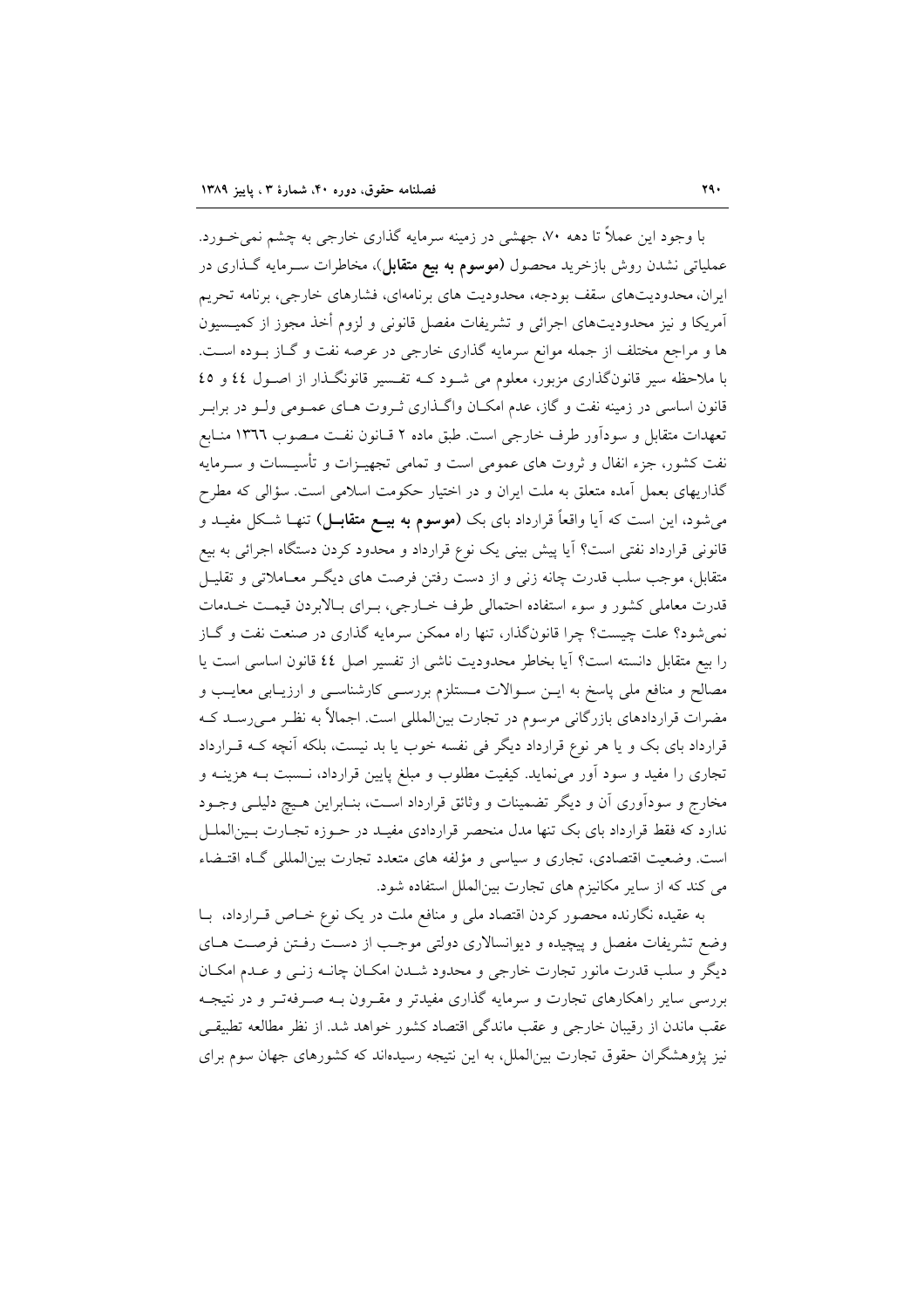با وجود این عملاً تا دهه ۷۰، جهشی در زمینه سرمایه گذاری خارجی به چشم نمی‌خورد. عملیاتی نشدن روش بازخرید محصول (**موسوم به بیع متقابل**)، مخاطرات سرمایه گذاری در ایران، محدودیت‌های سقف بودجه، محدودیت های برنامه‌ای، فشارهای خارجی، برنامه تحریم آمریکا و نیز محدودیت‌های اجرائی و تشریفات مفصل قانونی و لزوم أخذ مجوز از کمیسیون ها و مراجع مختلف از جمله موانع سرمایه گذاری خارجی در عرصه نفت و گاز بوده است. با ملاحظه سیر قانونگذاری مزبور، معلوم می شود که تفسیر قانونگذار از اصول ٤٤ و ٤٥ قانون اساسی در زمینه نفت و گاز، عدم امکان واگذاری ثروت های عمومی ولو در برابر تعهدات متقابل و سودآور طرف خارجی است. طبق ماده ۲ قانون نفت مصوب ١٣٦٦ منابع نفت کشور، جزء انفال و ثروت های عمومی است و تمامی تجهیزات و تأسیسات و سرمایه گذاریهای بعمل آمده متعلق به ملت ایران و در اختیار حکومت اسلامی است. سؤالی که مطرح می‌شود، این است که آیا واقعاً قرارداد بای بک (**موسوم به بیع متقابل**) تنها شکل مفید و قانونی قرارداد نفتی است؟ آیا پیش بینی یک نوع قرارداد و محدود کردن دستگاه اجرائی به بیع متقابل، موجب سلب قدرت چانه زنی و از دست رفتن فرصت های دیگر معاملاتی و تقلیل قدرت معاملی کشور و سوء استفاده احتمالی طرف خارجی، برای بالابردن قیمت خدمات نمی‌شود؟ علت چیست؟ چرا قانونگذار، تنها راه ممکن سرمایه گذاری در صنعت نفت و گاز را بیع متقابل دانسته است؟ آیا بخاطر محدودیت ناشی از تفسیر اصل ٤٤ قانون اساسی است یا مصالح و منافع ملی پاسخ به این سوالات مستلزم بررسی کارشناسی و ارزیابی معایب و مضرات قراردادهای بازرگانی مرسوم در تجارت بین‌المللی است. اجمالاً به نظر می‌رسد که قرارداد بای بک و یا هر نوع قرارداد دیگر فی نفسه خوب یا بد نیست، بلکه آنچه که قرارداد تجاری را مفید و سود آور می‌نماید. کیفیت مطلوب و مبلغ پایین قرارداد، نسبت به هزینه و مخارج و سودآوری آن و دیگر تضمینات و وثائق قرارداد است، بنابراین هیچ دلیلی وجود ندارد که فقط قرارداد بای بک تنها مدل منحصر قراردادی مفید در حوزه تجارت بین‌الملل است. وضعیت اقتصادی، تجاری و سیاسی و مؤلفه های متعدد تجارت بین‌المللی گاه اقتضاء می کند که از سایر مکانیزم های تجارت بین‌الملل استفاده شود.

به عقیده نگارنده محصور کردن اقتصاد ملی و منافع ملت در یک نوع خاص قرارداد، با وضع تشریفات مفصل و پیچیده و دیوانسالاری دولتی موجب از دست رفتن فرصت های دیگر و سلب قدرت مانور تجارت خارجی و محدود شدن امکان چانه زنی و عدم امکان بررسی سایر راهکارهای تجارت و سرمایه گذاری مفیدتر و مقرون به صرفه‌تر و در نتیجه عقب ماندن از رقیبان خارجی و عقب ماندگی اقتصاد کشور خواهد شد. از نظر مطالعه تطبیقی نیز پژوهشگران حقوق تجارت بین‌الملل، به این نتیجه رسیده‌اند که کشورهای جهان سوم برای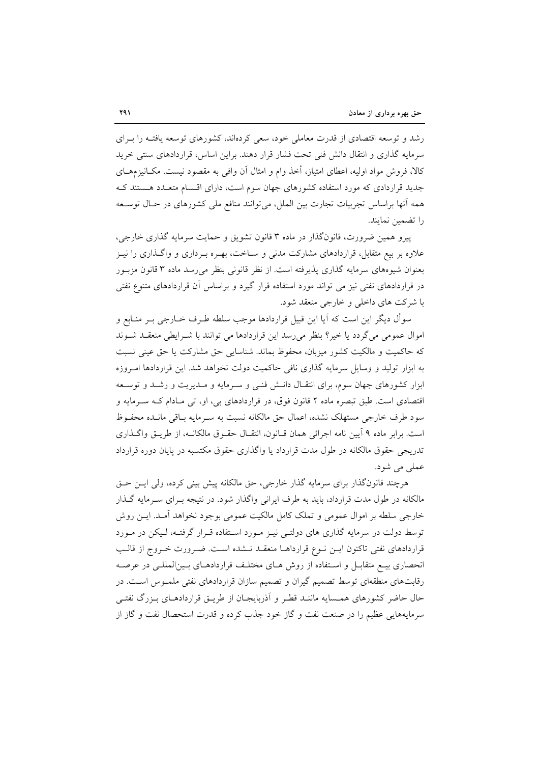رشد و توسعه اقتصادی از قدرت معاملی خود، سعی کرده‌اند، کشورهای توسعه یافتـه را بـرای سرمایه گذاری و انتقال دانش فنی تحت فشار قرار دهند. براین اساس، قراردادهای سنتی خرید کالا، فروش مواد اولیه، اعطای امتیاز، أخذ وام و امثال آن وافی به مقصود نیست. مکـانیزم‌هـای جدید قراردادی که مورد استفاده کشورهای جهان سوم است، دارای اقسام متعـدد هـستند کـه همه آنها براساس تجربیات تجارت بین الملل، می‌توانند منافع ملی کشورهای در حـال توسـعه را تضمین نمایند.

پیرو همین ضرورت، قانون‌گذار در ماده ۳ قانون تشویق و حمایت سرمایه گذاری خارجی، علاوه بر بیع متقابل، قراردادهای مشارکت مدنی و سـاخت، بهـره بـرداری و واگـذاری را نیـز بعنوان شیوه‌های سرمایه گذاری پذیرفته است. از نظر قانونی بنظر می‌رسد ماده ۳ قانون مزبـور در قراردادهای نفتی نیز می تواند مورد استفاده قرار گیرد و براساس آن قراردادهای متنوع نفتی با شرکت های داخلی و خارجی منعقد شود.

سوأل دیگر این است که آیا این قبیل قراردادها موجب سلطه طـرف خـارجی بـر منـابع و اموال عمومی می‌گردد یا خیر؟ بنظر می‌رسد این قراردادها می توانند با شـرایطی منعقـد شـوند که حاکمیت و مالکیت کشور میزبان، محفوظ بماند. شناسایی حق مشارکت یا حق عینی نسبت به ابزار تولید و وسایل سرمایه گذاری نافی حاکمیت دولت نخواهد شد. این قراردادها امـروزه ابزار کشورهای جهان سوم، برای انتقـال دانـش فنـی و سـرمایه و مـدیریت و رشـد و توسـعه اقتصادی است. طبق تبصره ماده ۲ قانون فوق، در قراردادهای بی، او، تی مـادام کـه سـرمایه و سود طرف خارجی مستهلک نشده، اعمال حق مالکانه نسبت به سـرمایه بـاقی مانـده محفـوظ است. برابر ماده ۹ آیین نامه اجرائی همان قـانون، انتقـال حقـوق مالکانـه، از طریـق واگـذاری تدریجی حقوق مالکانه در طول مدت قرارداد یا واگذاری حقوق مکتسبه در پایان دوره قرارداد عملی می شود.

هرچند قانون‌گذار برای سرمایه گذار خارجی، حق مالکانه پیش بینی کرده، ولی ایـن حـق مالکانه در طول مدت قرارداد، باید به طرف ایرانی واگذار شود. در نتیجه بـرای سـرمایه گـذار خارجی سلطه بر اموال عمومی و تملک کامل مالکیت عمومی بوجود نخواهد آمـد. ایـن روش توسط دولت در سرمایه گذاری های دولتـی نیـز مـورد اسـتفاده قـرار گرفتـه، لـیکن در مـورد قراردادهای نفتی تاکنون ایـن نـوع قراردادهـا منعقـد نـشده اسـت. ضـرورت خـروج از قالـب انحصاری بیـع متقابـل و اسـتفاده از روش هـای مختلـف قراردادهـای بـین‌المللـی در عرصـه رقابت‌های منطقه‌ای توسط تصمیم گیران و تصمیم سازان قراردادهای نفتی ملمـوس اسـت. در حال حاضر کشورهای همـسایه ماننـد قطـر و آذربایجـان از طریـق قراردادهـای بـزرگ نفتـی سرمایه‌هایی عظیم را در صنعت نفت و گاز خود جذب کرده و قدرت استحصال نفت و گاز از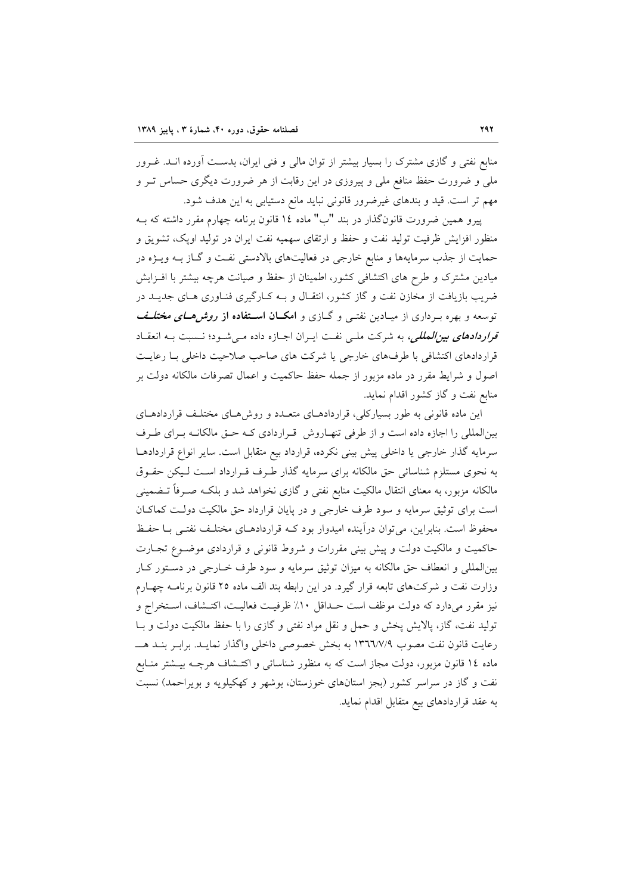منابع نفتی و گازی مشترک را بسیار بیشتر از توان مالی و فنی ایران، بدست آورده اند. غرور ملی و ضرورت حفظ منافع ملی و پیروزی در این رقابت از هر ضرورت دیگری حساس تر و مهم تر است. قید و بندهای غیرضرور قانونی نباید مانع دستیابی به این هدف شود.

پیرو همین ضرورت قانونگذار در بند "ب" ماده ١٤ قانون برنامه چهارم مقرر داشته که به منظور افزایش ظرفیت تولید نفت و حفظ و ارتقای سهمیه نفت ایران در تولید اوپک، تشویق و حمایت از جذب سرمایه‌ها و منابع خارجی در فعالیت‌های بالادستی نفت و گاز به ویژه در میادین مشترک و طرح های اکتشافی کشور، اطمینان از حفظ و صیانت هرچه بیشتر با افزایش ضریب بازیافت از مخازن نفت و گاز کشور، انتقال و به کارگیری فناوری های جدید در توسعه و بهره برداری از میادین نفتی و گازی و **امکان استفاده از *روش‌های مختلف قراردادهای بین‌المللی***، به شرکت ملی نفت ایران اجازه داده می‌شود؛ نسبت به انعقاد قراردادهای اکتشافی با طرف‌های خارجی یا شرکت های صاحب صلاحیت داخلی با رعایت اصول و شرایط مقرر در ماده مزبور از جمله حفظ حاکمیت و اعمال تصرفات مالکانه دولت بر منابع نفت و گاز کشور اقدام نماید.

این ماده قانونی به طور بسیارکلی، قراردادهای متعدد و روش‌های مختلف قراردادهای بین‌المللی را اجازه داده است و از طرفی تنهاروش قراردادی که حق مالکانه برای طرف سرمایه گذار خارجی یا داخلی پیش بینی نکرده، قرارداد بیع متقابل است. سایر انواع قراردادها به نحوی مستلزم شناسائی حق مالکانه برای سرمایه گذار طرف قرارداد است لیکن حقوق مالکانه مزبور، به معنای انتقال مالکیت منابع نفتی و گازی نخواهد شد و بلکه صرفاً تضمینی است برای توثیق سرمایه و سود طرف خارجی و در پایان قرارداد حق مالکیت دولت کماکان محفوظ است. بنابراین، می‌توان درآینده امیدوار بود که قراردادهای مختلف نفتی با حفظ حاکمیت و مالکیت دولت و پیش بینی مقررات و شروط قانونی و قراردادی موضوع تجارت بین‌المللی و انعطاف حق مالکانه به میزان توثیق سرمایه و سود طرف خارجی در دستور کار وزارت نفت و شرکت‌های تابعه قرار گیرد. در این رابطه بند الف ماده ٢٥ قانون برنامه چهارم نیز مقرر می‌دارد که دولت موظف است حداقل ١٠٪ ظرفیت فعالیت، اکتشاف، استخراج و تولید نفت، گاز، پالایش پخش و حمل و نقل مواد نفتی و گازی را با حفظ مالکیت دولت و با رعایت قانون نفت مصوب ١٣٦٦/٧/٩ به بخش خصوصی داخلی واگذار نماید. برابر بند هـ ماده ١٤ قانون مزبور، دولت مجاز است که به منظور شناسائی و اکتشاف هرچه بیشتر منابع نفت و گاز در سراسر کشور (بجز استان‌های خوزستان، بوشهر و کهکیلویه و بویراحمد) نسبت به عقد قراردادهای بیع متقابل اقدام نماید.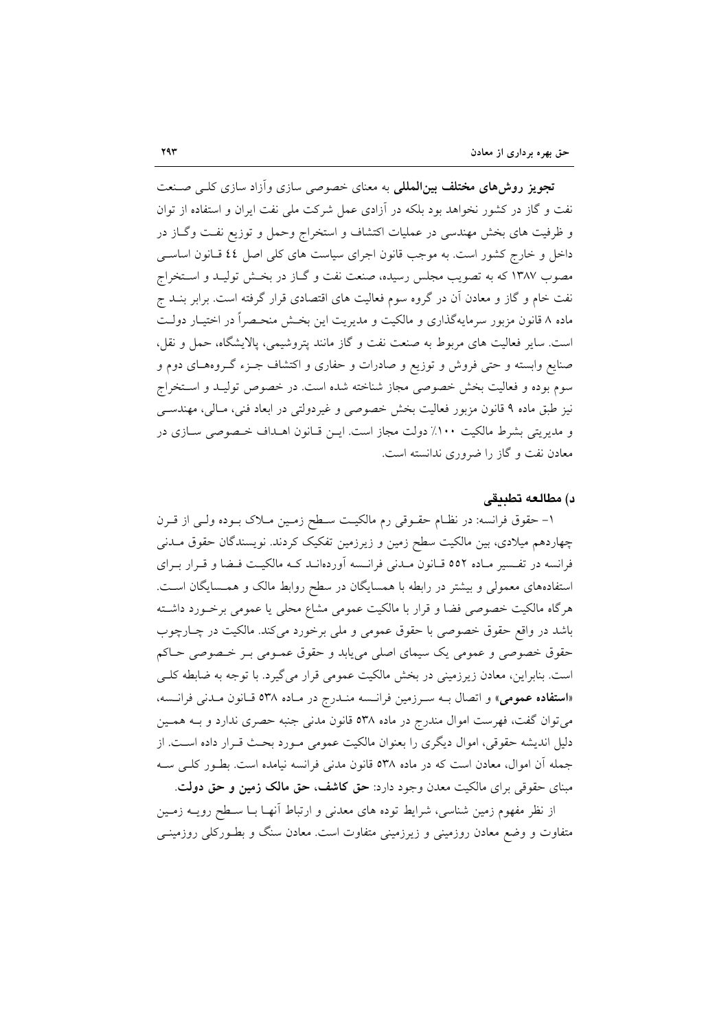**تجویز روش‌های مختلف بین‌المللی** به معنای خصوصی سازی وآزاد سازی کلی صنعت نفت و گاز در کشور نخواهد بود بلکه در آزادی عمل شرکت ملی نفت ایران و استفاده از توان و ظرفیت های بخش مهندسی در عملیات اکتشاف و استخراج وحمل و توزیع نفت وگاز در داخل و خارج کشور است. به موجب قانون اجرای سیاست های کلی اصل ٤٤ قانون اساسی مصوب ١٣٨٧ که به تصویب مجلس رسیده، صنعت نفت و گاز در بخش تولید و استخراج نفت خام و گاز و معادن آن در گروه سوم فعالیت های اقتصادی قرار گرفته است. برابر بند ج ماده ٨ قانون مزبور سرمایه‌گذاری و مالکیت و مدیریت این بخش منحصراً در اختیار دولت است. سایر فعالیت های مربوط به صنعت نفت و گاز مانند پتروشیمی، پالایشگاه، حمل و نقل، صنایع وابسته و حتی فروش و توزیع و صادرات و حفاری و اکتشاف جزء گروه‌های دوم و سوم بوده و فعالیت بخش خصوصی مجاز شناخته شده است. در خصوص تولید و استخراج نیز طبق ماده ٩ قانون مزبور فعالیت بخش خصوصی و غیردولتی در ابعاد فنی، مالی، مهندسی و مدیریتی بشرط مالکیت ١٠٠٪ دولت مجاز است. این قانون اهداف خصوصی سازی در معادن نفت و گاز را ضروری ندانسته است.

### د) مطالعه تطبیقی

١- حقوق فرانسه: در نظام حقوقی رم مالکیت سطح زمین ملاک بوده ولی از قرن چهاردهم میلادی، بین مالکیت سطح زمین و زیرزمین تفکیک کردند. نویسندگان حقوق مدنی فرانسه در تفسیر ماده ٥٥٢ قانون مدنی فرانسه آورده‌اند که مالکیت فضا و قرار برای استفاده‌های معمولی و بیشتر در رابطه با همسایگان در سطح روابط مالک و همسایگان است. هرگاه مالکیت خصوصی فضا و قرار با مالکیت عمومی مشاع محلی یا عمومی برخورد داشته باشد در واقع حقوق خصوصی با حقوق عمومی و ملی برخورد می‌کند. مالکیت در چارچوب حقوق خصوصی و عمومی یک سیمای اصلی می‌یابد و حقوق عمومی بر خصوصی حاکم است. بنابراین، معادن زیرزمینی در بخش مالکیت عمومی قرار می‌گیرد. با توجه به ضابطه کلی «**استفاده عمومی**» و اتصال به سرزمین فرانسه مندرج در ماده ٥٣٨ قانون مدنی فرانسه، می‌توان گفت، فهرست اموال مندرج در ماده ٥٣٨ قانون مدنی جنبه حصری ندارد و به همین دلیل اندیشه حقوقی، اموال دیگری را بعنوان مالکیت عمومی مورد بحث قرار داده است. از جمله آن اموال، معادن است که در ماده ٥٣٨ قانون مدنی فرانسه نیامده است. بطور کلی سه مبنای حقوقی برای مالکیت معدن وجود دارد: **حق کاشف، حق مالک زمین و حق دولت**.

از نظر مفهوم زمین شناسی، شرایط توده های معدنی و ارتباط آنها با سطح رویه زمین متفاوت و وضع معادن روزمینی و زیرزمینی متفاوت است. معادن سنگ و بطورکلی روزمینی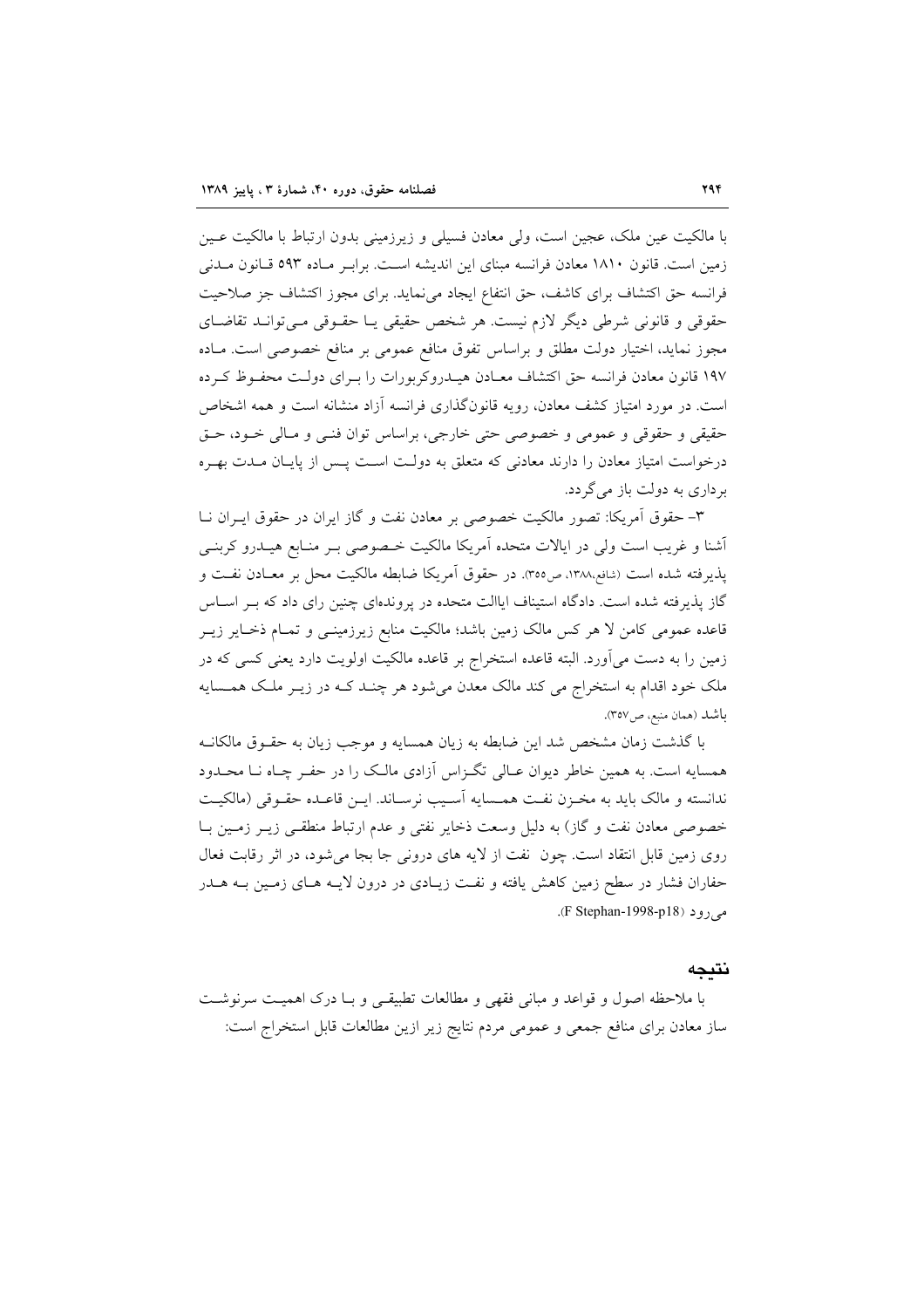با مالکیت عین ملک، عجین است، ولی معادن فسیلی و زیرزمینی بدون ارتباط با مالکیت عین زمین است. قانون ۱۸۱۰ معادن فرانسه مبنای این اندیشه است. برابر ماده ۵۹۳ قانون مدنی فرانسه حق اکتشاف برای کاشف، حق انتفاع ایجاد می‌نماید. برای مجوز اکتشاف جز صلاحیت حقوقی و قانونی شرطی دیگر لازم نیست. هر شخص حقیقی یا حقوقی می‌تواند تقاضای مجوز نماید، اختیار دولت مطلق و براساس تفوق منافع عمومی بر منافع خصوصی است. ماده ۱۹۷ قانون معادن فرانسه حق اکتشاف معادن هیدروکربورات را برای دولت محفوظ کرده است. در مورد امتیاز کشف معادن، رویه قانونگذاری فرانسه آزاد منشانه است و همه اشخاص حقیقی و حقوقی و عمومی و خصوصی حتی خارجی، براساس توان فنی و مالی خود، حق درخواست امتیاز معادن را دارند معادنی که متعلق به دولت است پس از پایان مدت بهره برداری به دولت باز می‌گردد.

۳- حقوق آمریکا: تصور مالکیت خصوصی بر معادن نفت و گاز ایران در حقوق ایران نا آشنا و غریب است ولی در ایالات متحده آمریکا مالکیت خصوصی بر منابع هیدرو کربنی پذیرفته شده است (شافع،۱۳۸۸، ص۳۵۵). در حقوق آمریکا ضابطه مالکیت محل بر معادن نفت و گاز پذیرفته شده است. دادگاه استیناف ایالات متحده در پرونده‌ای چنین رای داد که بر اساس قاعده عمومی کامن لا هر کس مالک زمین باشد؛ مالکیت منابع زیرزمینی و تمام ذخایر زیر زمین را به دست می‌آورد. البته قاعده استخراج بر قاعده مالکیت اولویت دارد یعنی کسی که در ملک خود اقدام به استخراج می کند مالک معدن می‌شود هر چند که در زیر ملک همسایه باشد (همان منبع، ص۳۵۷).

با گذشت زمان مشخص شد این ضابطه به زیان همسایه و موجب زیان به حقوق مالکانه همسایه است. به همین خاطر دیوان عالی تگزاس آزادی مالک را در حفر چاه نا محدود ندانسته و مالک باید به مخزن نفت همسایه آسیب نرساند. این قاعده حقوقی (مالکیت خصوصی معادن نفت و گاز) به دلیل وسعت ذخایر نفتی و عدم ارتباط منطقی زیر زمین با روی زمین قابل انتقاد است. چون نفت از لایه های درونی جا بجا می‌شود، در اثر رقابت فعال حفاران فشار در سطح زمین کاهش یافته و نفت زیادی در درون لایه های زمین به هدر می‌رود (F Stephan-1998-p18).

## نتیجه

با ملاحظه اصول و قواعد و مبانی فقهی و مطالعات تطبیقی و با درک اهمیت سرنوشت ساز معادن برای منافع جمعی و عمومی مردم نتایج زیر ازین مطالعات قابل استخراج است: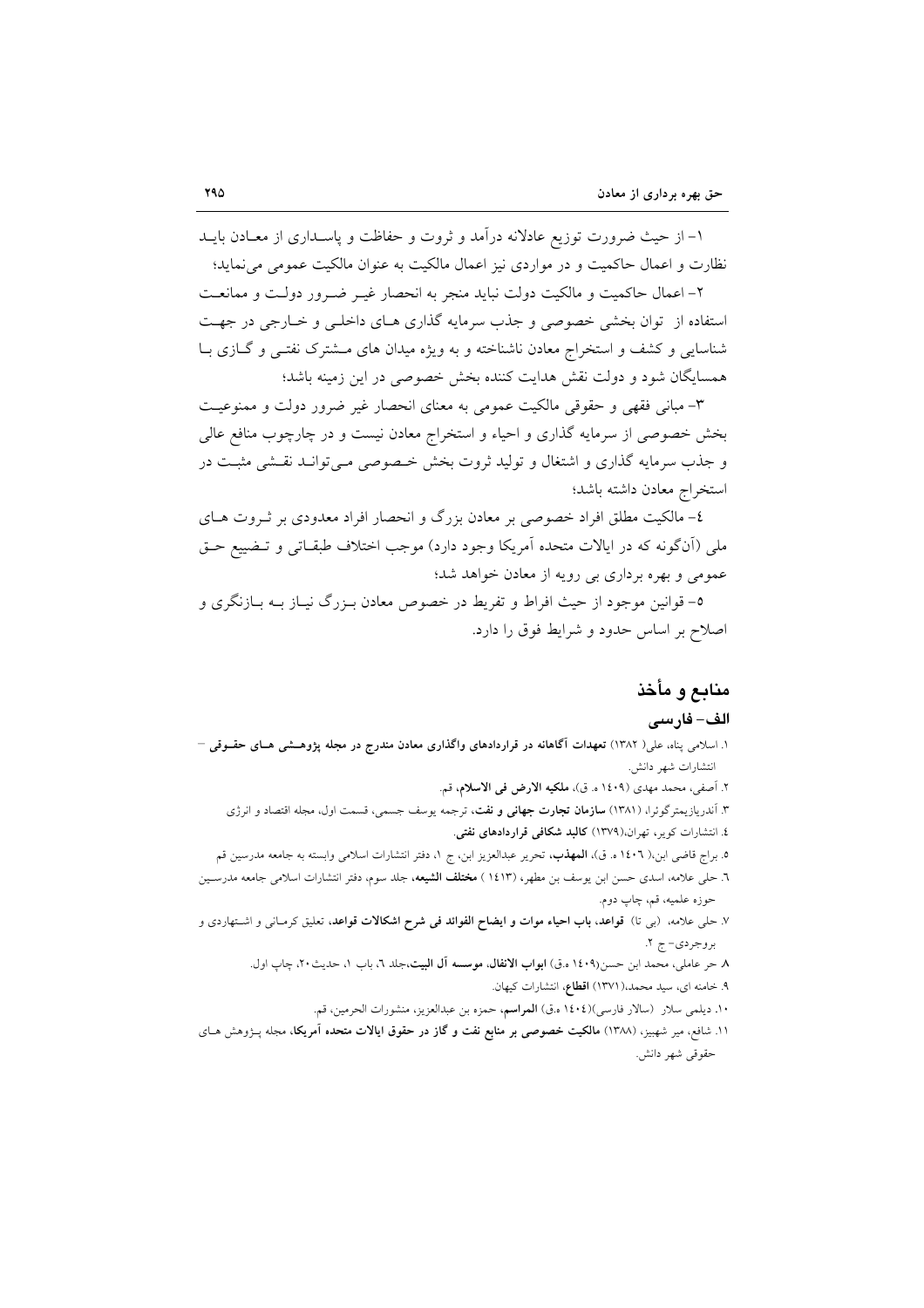۱- از حیث ضرورت توزیع عادلانه درآمد و ثروت و حفاظت و پاسداری از معادن باید نظارت و اعمال حاکمیت و در مواردی نیز اعمال مالکیت به عنوان مالکیت عمومی می‌نماید؛

۲- اعمال حاکمیت و مالکیت دولت نباید منجر به انحصار غیر ضرور دولت و ممانعت استفاده از توان بخشی خصوصی و جذب سرمایه گذاری های داخلی و خارجی در جهت شناسایی و کشف و استخراج معادن ناشناخته و به ویژه میدان های مشترک نفتی و گازی با همسایگان شود و دولت نقش هدایت کننده بخش خصوصی در این زمینه باشد؛

۳- مبانی فقهی و حقوقی مالکیت عمومی به معنای انحصار غیر ضرور دولت و ممنوعیت بخش خصوصی از سرمایه گذاری و احیاء و استخراج معادن نیست و در چارچوب منافع عالی و جذب سرمایه گذاری و اشتغال و تولید ثروت بخش خصوصی می‌تواند نقشی مثبت در استخراج معادن داشته باشد؛

٤- مالکیت مطلق افراد خصوصی بر معادن بزرگ و انحصار افراد معدودی بر ثروت های ملی (آن‌گونه که در ایالات متحده آمریکا وجود دارد) موجب اختلاف طبقاتی و تضییع حق عمومی و بهره برداری بی رویه از معادن خواهد شد؛

٥- قوانین موجود از حیث افراط و تفریط در خصوص معادن بزرگ نیاز به بازنگری و اصلاح بر اساس حدود و شرایط فوق را دارد.

## منابع و مأخذ

### الف- فارسی

۱. اسلامی پناه، علی( ۱۳۸۲) **تعهدات آگاهانه در قراردادهای واگذاری معادن مندرج در مجله پژوهشی های حقوقی** - انتشارات شهر دانش.

۲. آصفی، محمد مهدی (۱٤۰۹ ه. ق)، **ملکیه الارض فی الاسلام**، قم.

۳. آندریازیمترگوترا، (۱۳۸۱) **سازمان تجارت جهانی و نفت**، ترجمه یوسف جسمی، قسمت اول، مجله اقتصاد و انرژی

٤. انتشارات کویر، تهران،(۱۳۷۹) **کالبد شکافی قراردادهای نفتی**.

٥. براج قاضی ابن،( ۱٤۰٦ ه. ق)، **المهذب**، تحریر عبدالعزیز ابن، ج ۱، دفتر انتشارات اسلامی وابسته به جامعه مدرسین قم

٦. حلی علامه، اسدی حسن ابن یوسف بن مطهر، (۱٤۱۳ ) **مختلف الشیعه**، جلد سوم، دفتر انتشارات اسلامی جامعه مدرسین حوزه علمیه، قم، چاپ دوم.

۷. حلی علامه، (بی تا) **قواعد، باب احیاء موات و ایضاح الفوائد فی شرح اشکالات قواعد**، تعلیق کرمانی و اشتهاردی و بروجردی- ج ۲.

۸. حر عاملی، محمد ابن حسن(۱٤۰۹ ه.ق) **ابواب الانفال، موسسه آل البیت**،جلد ٦، باب ۱، حدیث۲۰، چاپ اول.

۹. خامنه ای، سید محمد،(۱۳۷۱) **اقطاع**، انتشارات کیهان.

۱۰. دیلمی سلار (سالار فارسی)(۱٤۰٤ ه.ق) **المراسم**، حمزه بن عبدالعزیز، منشورات الحرمین، قم.

۱۱. شافع، میر شهبیز، (۱۳۸۸) **مالکیت خصوصی بر منابع نفت و گاز در حقوق ایالات متحده آمریکا**، مجله پژوهش های حقوقی شهر دانش.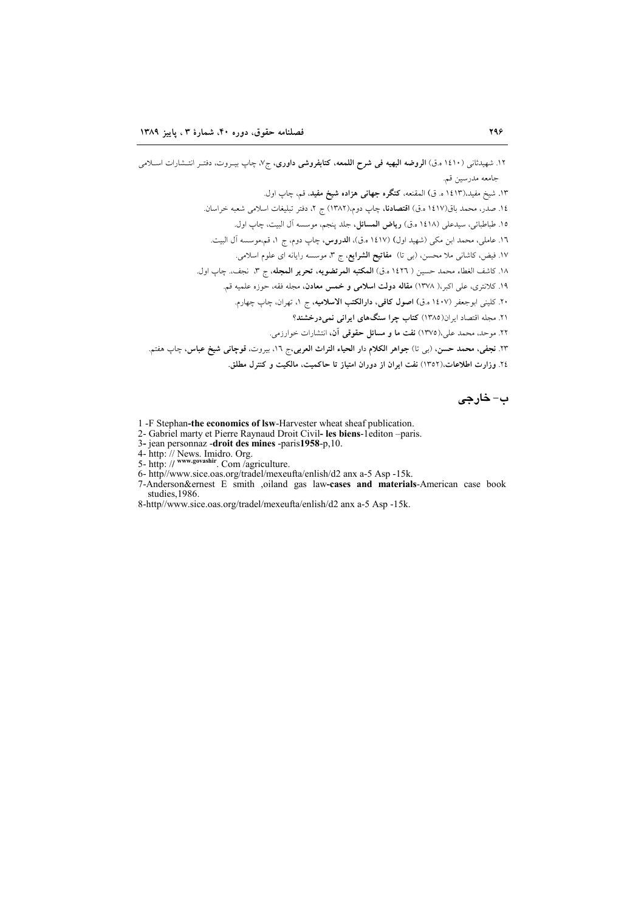۱۲. شهیدثانی (۱٤۱۰ ه.ق) **الروضه البهیه فی شرح اللمعه، کتابفروشی داوری**، ج۷، چاپ بیـروت، دفتـر انتـشارات اسـلامی جامعه مدرسین قم.

۱۳. شیخ مفید،(۱٤۱۳ ه. ق) المقنعه، **کنگره جهانی هزاده شیخ مفید**، قم، چاپ اول.

۱٤. صدر، محمد باق(۱٤۱۷ ه.ق) **اقتصادنا**، چاپ دوم،(۱۳۸۲) ج ۲، دفتر تبلیغات اسلامی شعبه خراسان.

۱۵. طباطبائی، سیدعلی (۱٤۱۸ ه.ق) **ریاض المسائل**، جلد پنجم، موسسه آل البیت، چاپ اول.

۱٦. عاملی، محمد ابن مکی (شهید اول) (۱٤۱۷ ه.ق)، **الدروس**، چاپ دوم، ج ۱، قم،موسسه آل البیت.

۱۷. فیض، کاشانی ملا محسن، (بی تا) **مفاتیح الشرایع**، ج ۳، موسسه رایانه ای علوم اسلامی.

۱۸. کاشف الغطاء محمد حسین ( ۱٤۲٦ ه.ق) **المکتبه المرتضویه، تحریر المجله**، ج ۳، نجف، چاپ اول.

۱۹. کلانتری، علی اکبر،( ۱۳۷۸) **مقاله دولت اسلامی و خمس معادن**، مجله فقه، حوزه علمیه قم.

۲۰. کلینی ابوجعفر (۱٤۰۷ ه.ق) **اصول کافی، دارالکتب الاسلامیه**، ج ۱، تهران، چاپ چهارم.

۲۱. مجله اقتصاد ایران(۱۳۸۵) **کتاب چرا سنگ‌های ایرانی نمی‌درخشند؟**

۲۲. موحد، محمد علی،(۱۳۷۵) **نفت ما و مسائل حقوقی آن**، انتشارات خوارزمی.

۲۳. **نجفی، محمد حسن**، (بی تا) **جواهر الکلام** دار الحیاء التراث العربی،ج ۱٦، بیروت، **قوچانی شیخ عباس**، چاپ هفتم.

۲٤. **وزارت اطلاعات**،(۱۳۵۲) **نفت ایران از دوران امتیاز تا حاکمیت، مالکیت و کنترل مطلق.**

## ب- خارجی

1 -F Stephan-**the economics of lsw**-Harvester wheat sheaf publication.

2- Gabriel marty et Pierre Raynaud Droit Civil- **les biens**-1editon –paris.

3- jean personnaz -**droit des mines** -paris**1958**-p,10.

4- http: // News. Imidro. Org.

5- http: // www.govashir. Com /agriculture.

6- http//www.sice.oas.org/tradel/mexeufta/enlish/d2 anx a-5 Asp -15k.

7-Anderson&ernest E smith ,oiland gas law-**cases and materials**-American case book studies,1986.

8-http//www.sice.oas.org/tradel/mexeufta/enlish/d2 anx a-5 Asp -15k.